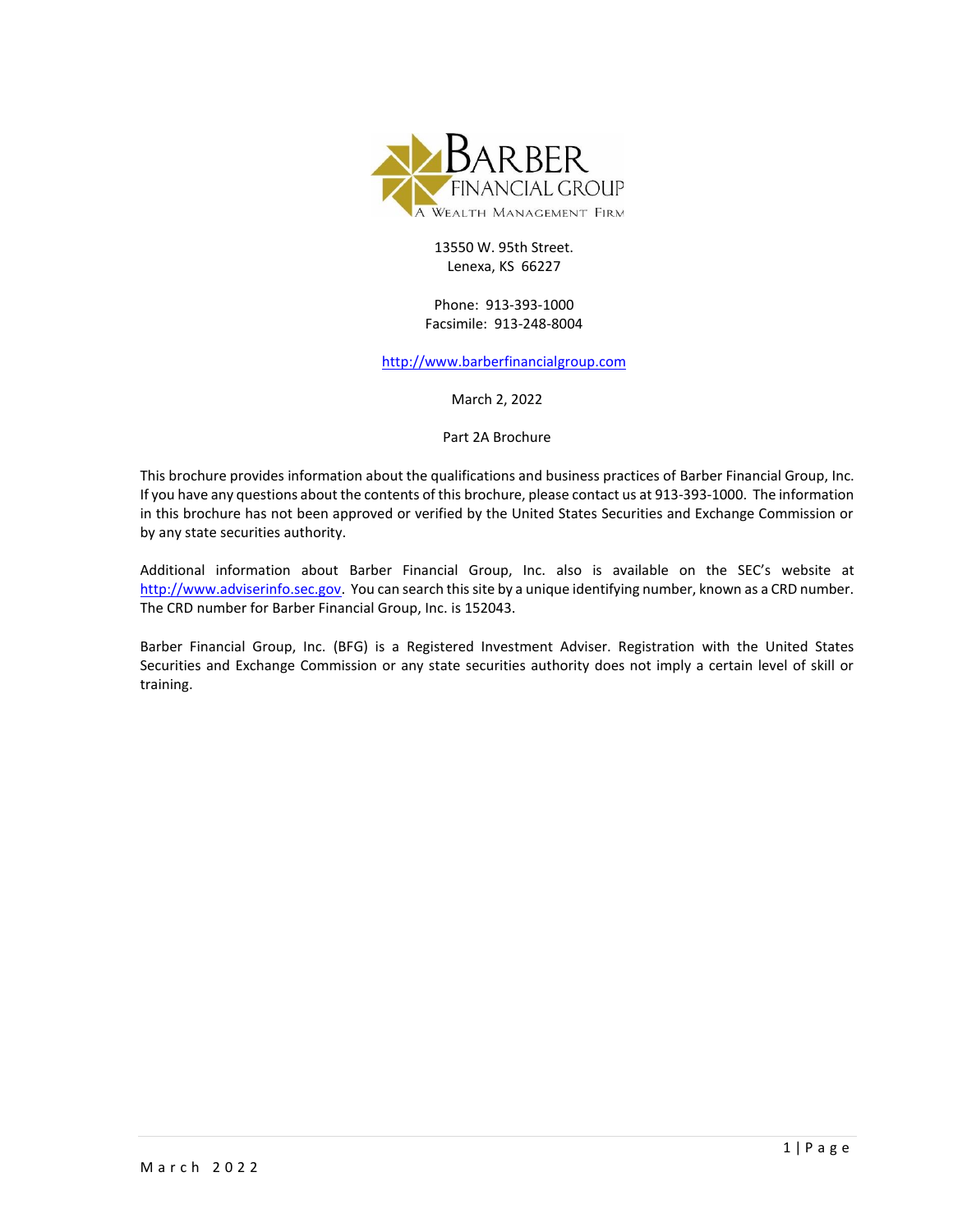# BARBER FINANCIAL GROUP

A Wealth Management Firm

13550 W. 95th Street.
Lenexa, KS 66227

Phone: 913-393-1000
Facsimile: 913-248-8004

http://www.barberfinancialgroup.com

March 2, 2022

Part 2A Brochure

This brochure provides information about the qualifications and business practices of Barber Financial Group, Inc. If you have any questions about the contents of this brochure, please contact us at 913-393-1000. The information in this brochure has not been approved or verified by the United States Securities and Exchange Commission or by any state securities authority.

Additional information about Barber Financial Group, Inc. also is available on the SEC's website at http://www.adviserinfo.sec.gov. You can search this site by a unique identifying number, known as a CRD number. The CRD number for Barber Financial Group, Inc. is 152043.

Barber Financial Group, Inc. (BFG) is a Registered Investment Adviser. Registration with the United States Securities and Exchange Commission or any state securities authority does not imply a certain level of skill or training.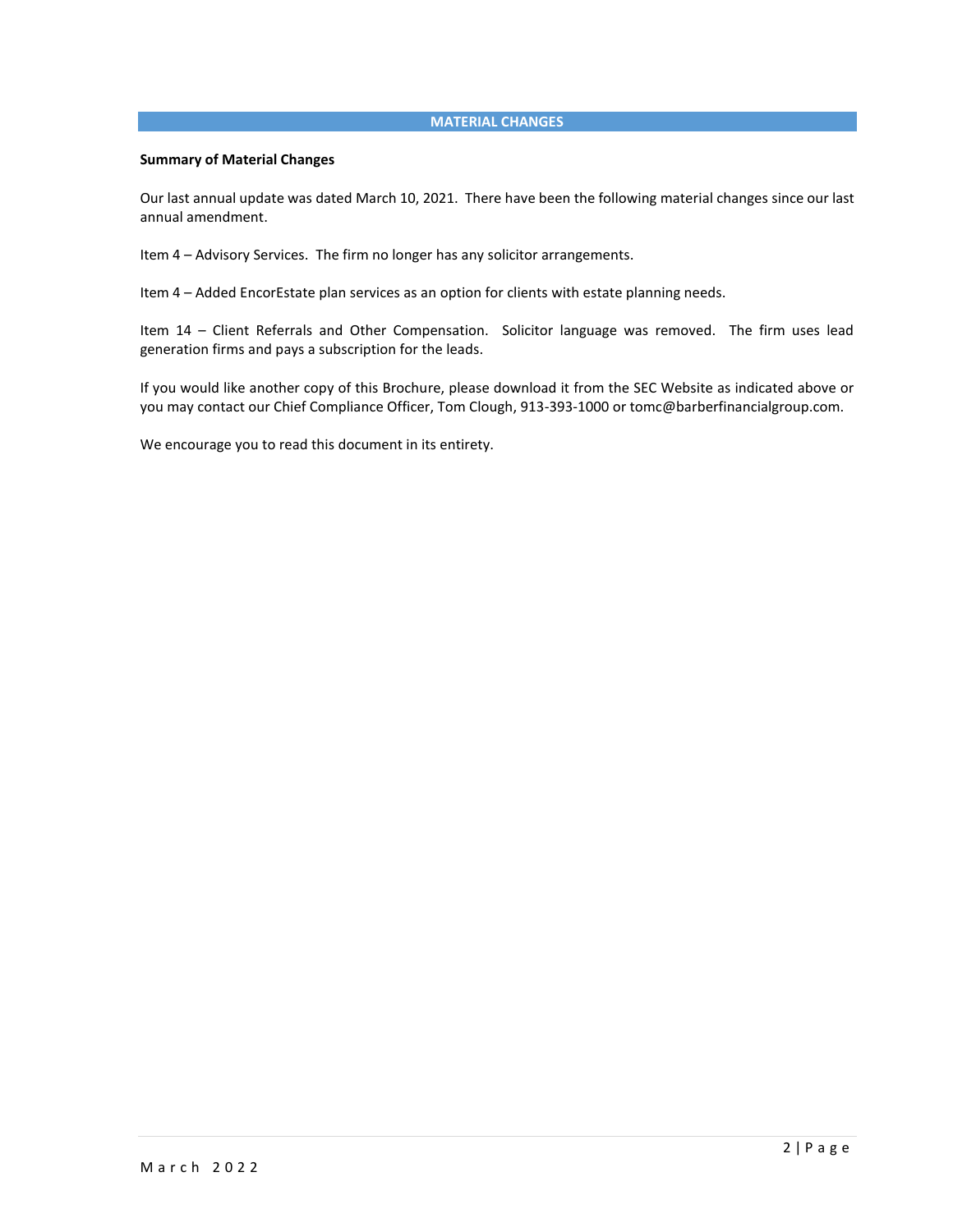## MATERIAL CHANGES

**Summary of Material Changes**

Our last annual update was dated March 10, 2021. There have been the following material changes since our last annual amendment.

Item 4 – Advisory Services. The firm no longer has any solicitor arrangements.

Item 4 – Added EncorEstate plan services as an option for clients with estate planning needs.

Item 14 – Client Referrals and Other Compensation. Solicitor language was removed. The firm uses lead generation firms and pays a subscription for the leads.

If you would like another copy of this Brochure, please download it from the SEC Website as indicated above or you may contact our Chief Compliance Officer, Tom Clough, 913-393-1000 or tomc@barberfinancialgroup.com.

We encourage you to read this document in its entirety.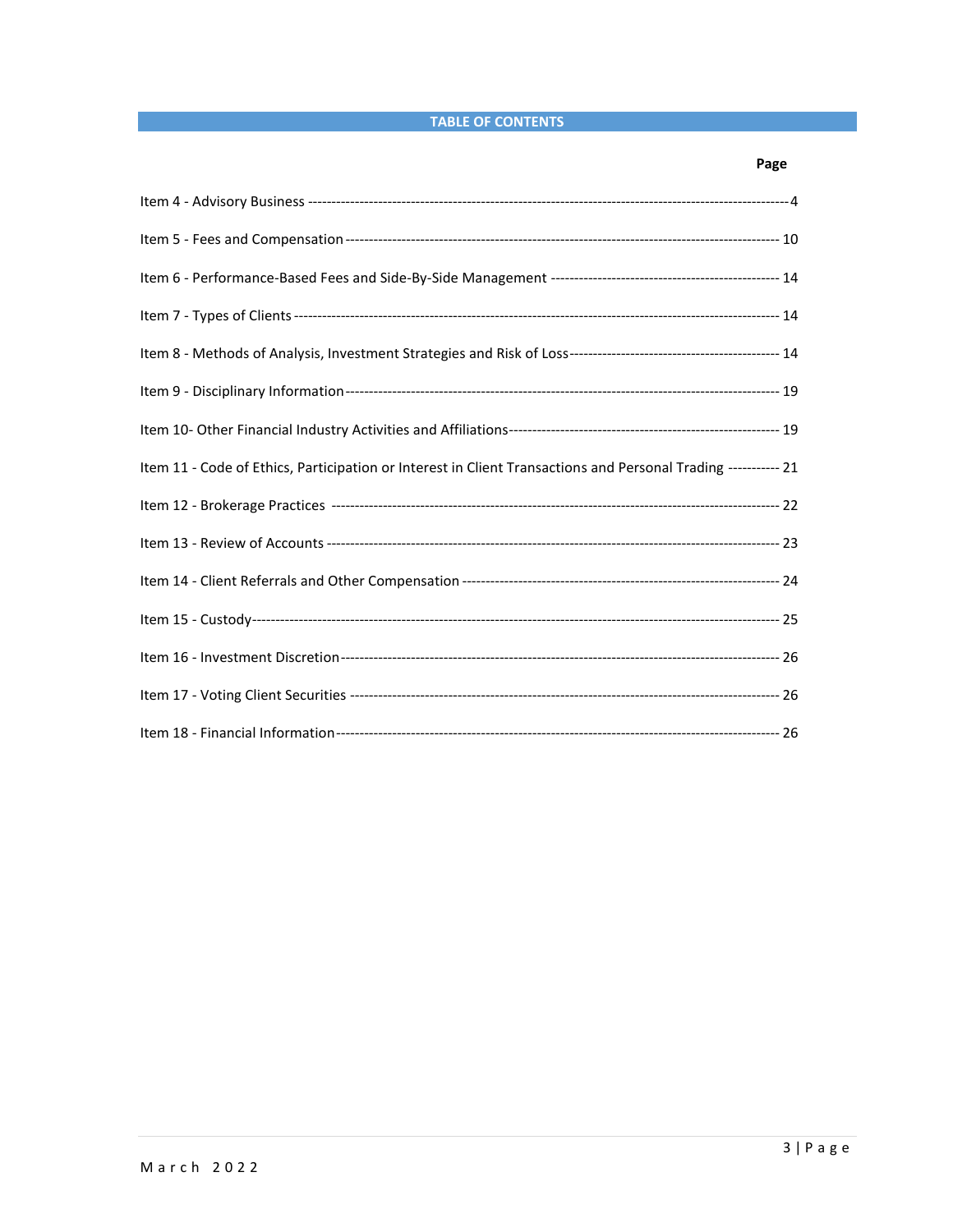## TABLE OF CONTENTS

| | Page |
|---|---|
| Item 4 - Advisory Business | 4 |
| Item 5 - Fees and Compensation | 10 |
| Item 6 - Performance-Based Fees and Side-By-Side Management | 14 |
| Item 7 - Types of Clients | 14 |
| Item 8 - Methods of Analysis, Investment Strategies and Risk of Loss | 14 |
| Item 9 - Disciplinary Information | 19 |
| Item 10- Other Financial Industry Activities and Affiliations | 19 |
| Item 11 - Code of Ethics, Participation or Interest in Client Transactions and Personal Trading | 21 |
| Item 12 - Brokerage Practices | 22 |
| Item 13 - Review of Accounts | 23 |
| Item 14 - Client Referrals and Other Compensation | 24 |
| Item 15 - Custody | 25 |
| Item 16 - Investment Discretion | 26 |
| Item 17 - Voting Client Securities | 26 |
| Item 18 - Financial Information | 26 |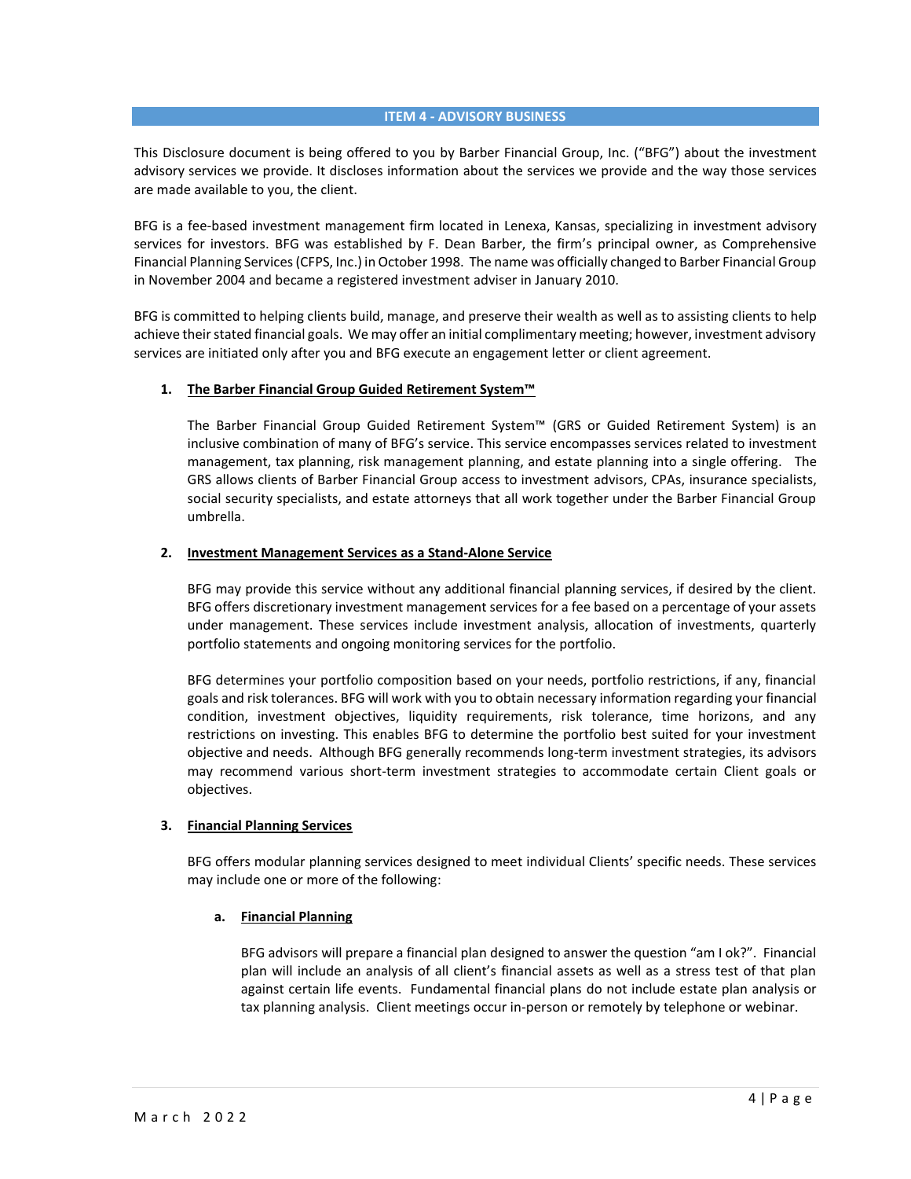## ITEM 4 - ADVISORY BUSINESS

This Disclosure document is being offered to you by Barber Financial Group, Inc. ("BFG") about the investment advisory services we provide. It discloses information about the services we provide and the way those services are made available to you, the client.

BFG is a fee-based investment management firm located in Lenexa, Kansas, specializing in investment advisory services for investors. BFG was established by F. Dean Barber, the firm's principal owner, as Comprehensive Financial Planning Services (CFPS, Inc.) in October 1998. The name was officially changed to Barber Financial Group in November 2004 and became a registered investment adviser in January 2010.

BFG is committed to helping clients build, manage, and preserve their wealth as well as to assisting clients to help achieve their stated financial goals. We may offer an initial complimentary meeting; however, investment advisory services are initiated only after you and BFG execute an engagement letter or client agreement.

1. **The Barber Financial Group Guided Retirement System™**

   The Barber Financial Group Guided Retirement System™ (GRS or Guided Retirement System) is an inclusive combination of many of BFG's service. This service encompasses services related to investment management, tax planning, risk management planning, and estate planning into a single offering. The GRS allows clients of Barber Financial Group access to investment advisors, CPAs, insurance specialists, social security specialists, and estate attorneys that all work together under the Barber Financial Group umbrella.

2. **Investment Management Services as a Stand-Alone Service**

   BFG may provide this service without any additional financial planning services, if desired by the client. BFG offers discretionary investment management services for a fee based on a percentage of your assets under management. These services include investment analysis, allocation of investments, quarterly portfolio statements and ongoing monitoring services for the portfolio.

   BFG determines your portfolio composition based on your needs, portfolio restrictions, if any, financial goals and risk tolerances. BFG will work with you to obtain necessary information regarding your financial condition, investment objectives, liquidity requirements, risk tolerance, time horizons, and any restrictions on investing. This enables BFG to determine the portfolio best suited for your investment objective and needs. Although BFG generally recommends long-term investment strategies, its advisors may recommend various short-term investment strategies to accommodate certain Client goals or objectives.

3. **Financial Planning Services**

   BFG offers modular planning services designed to meet individual Clients' specific needs. These services may include one or more of the following:

   a. **Financial Planning**

      BFG advisors will prepare a financial plan designed to answer the question "am I ok?". Financial plan will include an analysis of all client's financial assets as well as a stress test of that plan against certain life events. Fundamental financial plans do not include estate plan analysis or tax planning analysis. Client meetings occur in-person or remotely by telephone or webinar.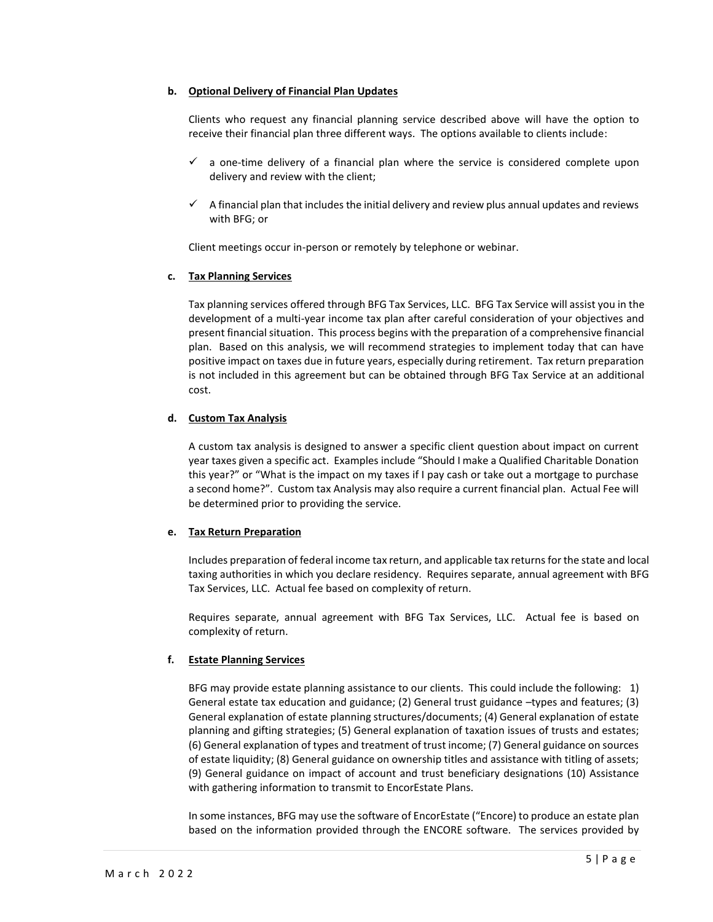**b. Optional Delivery of Financial Plan Updates**

Clients who request any financial planning service described above will have the option to receive their financial plan three different ways. The options available to clients include:

- ✓ a one-time delivery of a financial plan where the service is considered complete upon delivery and review with the client;
- ✓ A financial plan that includes the initial delivery and review plus annual updates and reviews with BFG; or

Client meetings occur in-person or remotely by telephone or webinar.

**c. Tax Planning Services**

Tax planning services offered through BFG Tax Services, LLC. BFG Tax Service will assist you in the development of a multi-year income tax plan after careful consideration of your objectives and present financial situation. This process begins with the preparation of a comprehensive financial plan. Based on this analysis, we will recommend strategies to implement today that can have positive impact on taxes due in future years, especially during retirement. Tax return preparation is not included in this agreement but can be obtained through BFG Tax Service at an additional cost.

**d. Custom Tax Analysis**

A custom tax analysis is designed to answer a specific client question about impact on current year taxes given a specific act. Examples include "Should I make a Qualified Charitable Donation this year?" or "What is the impact on my taxes if I pay cash or take out a mortgage to purchase a second home?". Custom tax Analysis may also require a current financial plan. Actual Fee will be determined prior to providing the service.

**e. Tax Return Preparation**

Includes preparation of federal income tax return, and applicable tax returns for the state and local taxing authorities in which you declare residency. Requires separate, annual agreement with BFG Tax Services, LLC. Actual fee based on complexity of return.

Requires separate, annual agreement with BFG Tax Services, LLC. Actual fee is based on complexity of return.

**f. Estate Planning Services**

BFG may provide estate planning assistance to our clients. This could include the following: 1) General estate tax education and guidance; (2) General trust guidance –types and features; (3) General explanation of estate planning structures/documents; (4) General explanation of estate planning and gifting strategies; (5) General explanation of taxation issues of trusts and estates; (6) General explanation of types and treatment of trust income; (7) General guidance on sources of estate liquidity; (8) General guidance on ownership titles and assistance with titling of assets; (9) General guidance on impact of account and trust beneficiary designations (10) Assistance with gathering information to transmit to EncorEstate Plans.

In some instances, BFG may use the software of EncorEstate ("Encore) to produce an estate plan based on the information provided through the ENCORE software. The services provided by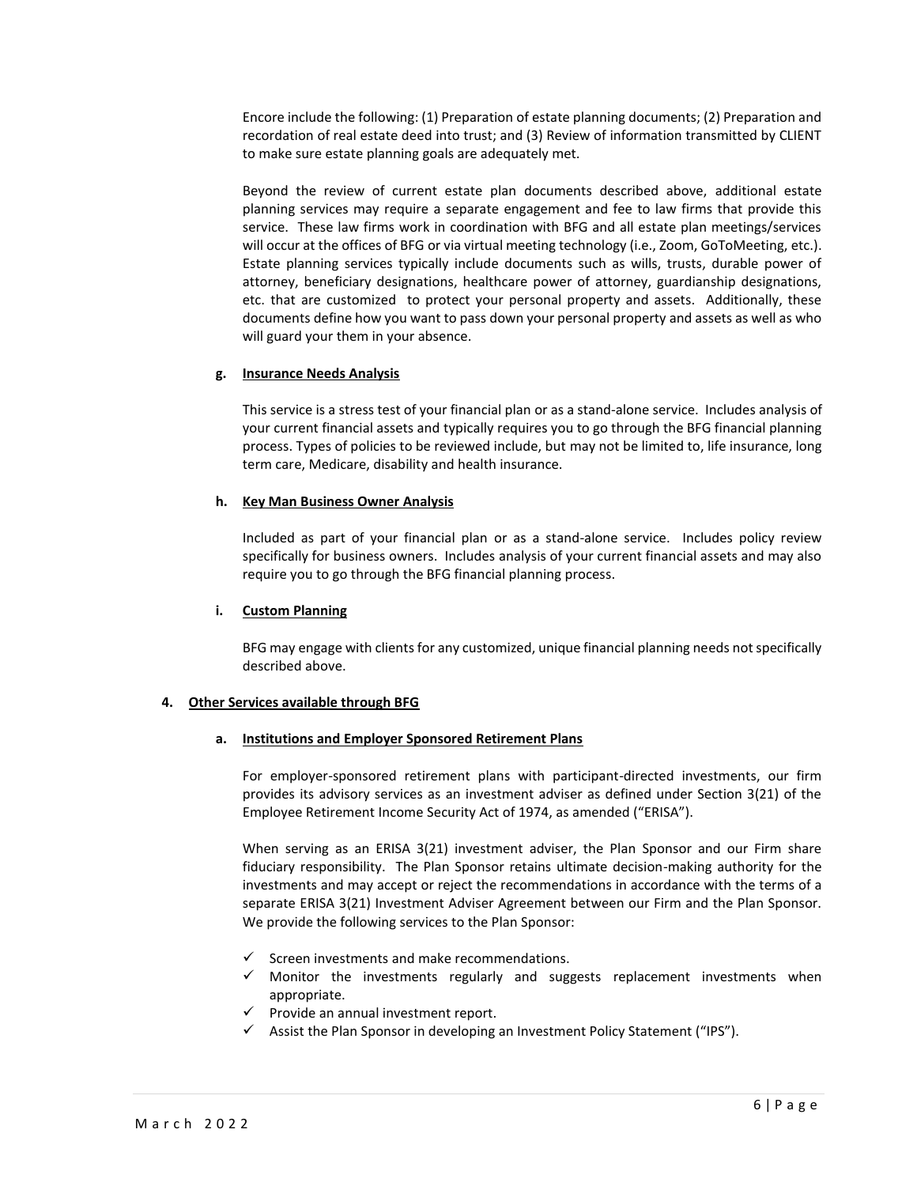Encore include the following: (1) Preparation of estate planning documents; (2) Preparation and recordation of real estate deed into trust; and (3) Review of information transmitted by CLIENT to make sure estate planning goals are adequately met.

Beyond the review of current estate plan documents described above, additional estate planning services may require a separate engagement and fee to law firms that provide this service. These law firms work in coordination with BFG and all estate plan meetings/services will occur at the offices of BFG or via virtual meeting technology (i.e., Zoom, GoToMeeting, etc.). Estate planning services typically include documents such as wills, trusts, durable power of attorney, beneficiary designations, healthcare power of attorney, guardianship designations, etc. that are customized to protect your personal property and assets. Additionally, these documents define how you want to pass down your personal property and assets as well as who will guard your them in your absence.

**g. Insurance Needs Analysis**

This service is a stress test of your financial plan or as a stand-alone service. Includes analysis of your current financial assets and typically requires you to go through the BFG financial planning process. Types of policies to be reviewed include, but may not be limited to, life insurance, long term care, Medicare, disability and health insurance.

**h. Key Man Business Owner Analysis**

Included as part of your financial plan or as a stand-alone service. Includes policy review specifically for business owners. Includes analysis of your current financial assets and may also require you to go through the BFG financial planning process.

**i. Custom Planning**

BFG may engage with clients for any customized, unique financial planning needs not specifically described above.

## 4. Other Services available through BFG

**a. Institutions and Employer Sponsored Retirement Plans**

For employer-sponsored retirement plans with participant-directed investments, our firm provides its advisory services as an investment adviser as defined under Section 3(21) of the Employee Retirement Income Security Act of 1974, as amended ("ERISA").

When serving as an ERISA 3(21) investment adviser, the Plan Sponsor and our Firm share fiduciary responsibility. The Plan Sponsor retains ultimate decision-making authority for the investments and may accept or reject the recommendations in accordance with the terms of a separate ERISA 3(21) Investment Adviser Agreement between our Firm and the Plan Sponsor. We provide the following services to the Plan Sponsor:

- ✓ Screen investments and make recommendations.
- ✓ Monitor the investments regularly and suggests replacement investments when appropriate.
- ✓ Provide an annual investment report.
- ✓ Assist the Plan Sponsor in developing an Investment Policy Statement ("IPS").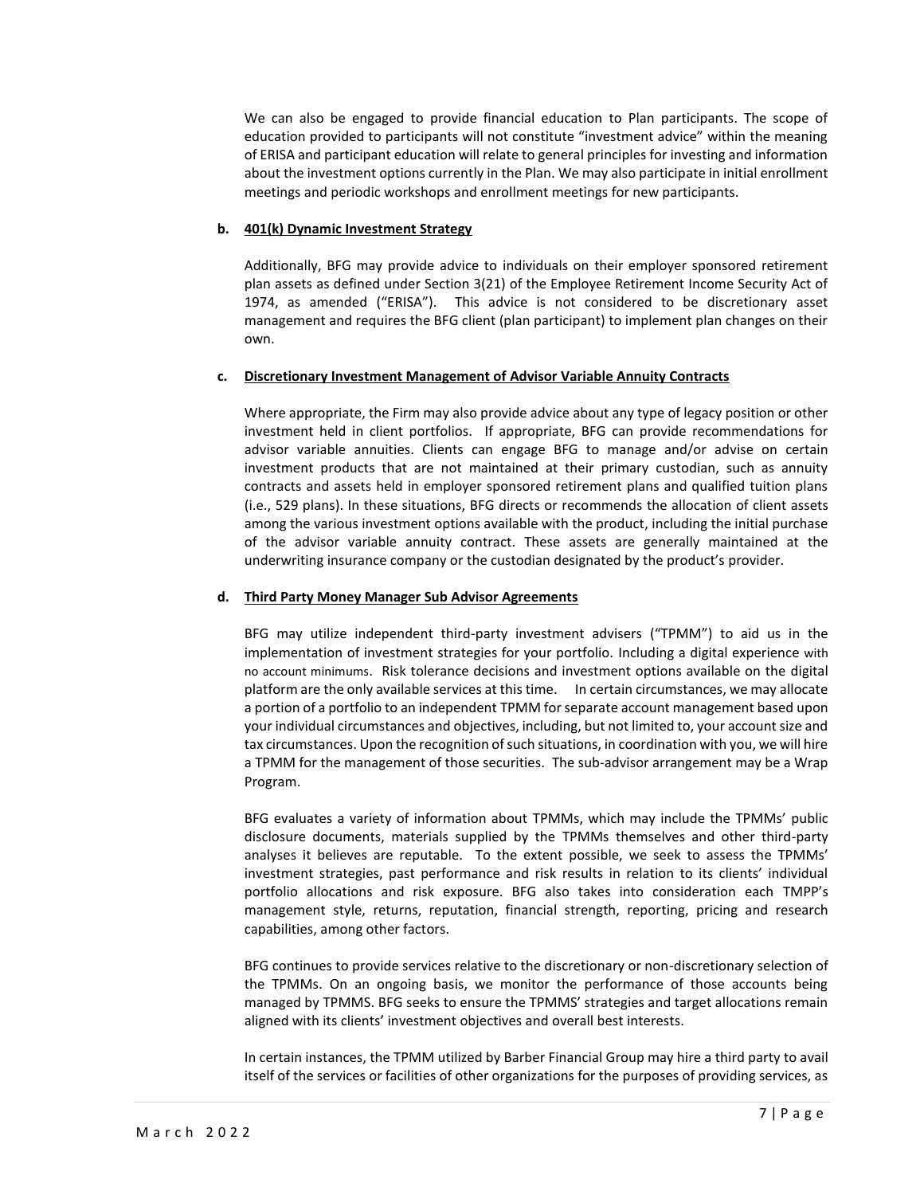We can also be engaged to provide financial education to Plan participants. The scope of education provided to participants will not constitute "investment advice" within the meaning of ERISA and participant education will relate to general principles for investing and information about the investment options currently in the Plan. We may also participate in initial enrollment meetings and periodic workshops and enrollment meetings for new participants.

**b. 401(k) Dynamic Investment Strategy**

Additionally, BFG may provide advice to individuals on their employer sponsored retirement plan assets as defined under Section 3(21) of the Employee Retirement Income Security Act of 1974, as amended ("ERISA"). This advice is not considered to be discretionary asset management and requires the BFG client (plan participant) to implement plan changes on their own.

**c. Discretionary Investment Management of Advisor Variable Annuity Contracts**

Where appropriate, the Firm may also provide advice about any type of legacy position or other investment held in client portfolios. If appropriate, BFG can provide recommendations for advisor variable annuities. Clients can engage BFG to manage and/or advise on certain investment products that are not maintained at their primary custodian, such as annuity contracts and assets held in employer sponsored retirement plans and qualified tuition plans (i.e., 529 plans). In these situations, BFG directs or recommends the allocation of client assets among the various investment options available with the product, including the initial purchase of the advisor variable annuity contract. These assets are generally maintained at the underwriting insurance company or the custodian designated by the product's provider.

**d. Third Party Money Manager Sub Advisor Agreements**

BFG may utilize independent third-party investment advisers ("TPMM") to aid us in the implementation of investment strategies for your portfolio. Including a digital experience with no account minimums. Risk tolerance decisions and investment options available on the digital platform are the only available services at this time. In certain circumstances, we may allocate a portion of a portfolio to an independent TPMM for separate account management based upon your individual circumstances and objectives, including, but not limited to, your account size and tax circumstances. Upon the recognition of such situations, in coordination with you, we will hire a TPMM for the management of those securities. The sub-advisor arrangement may be a Wrap Program.

BFG evaluates a variety of information about TPMMs, which may include the TPMMs' public disclosure documents, materials supplied by the TPMMs themselves and other third-party analyses it believes are reputable. To the extent possible, we seek to assess the TPMMs' investment strategies, past performance and risk results in relation to its clients' individual portfolio allocations and risk exposure. BFG also takes into consideration each TMPP's management style, returns, reputation, financial strength, reporting, pricing and research capabilities, among other factors.

BFG continues to provide services relative to the discretionary or non-discretionary selection of the TPMMs. On an ongoing basis, we monitor the performance of those accounts being managed by TPMMS. BFG seeks to ensure the TPMMS' strategies and target allocations remain aligned with its clients' investment objectives and overall best interests.

In certain instances, the TPMM utilized by Barber Financial Group may hire a third party to avail itself of the services or facilities of other organizations for the purposes of providing services, as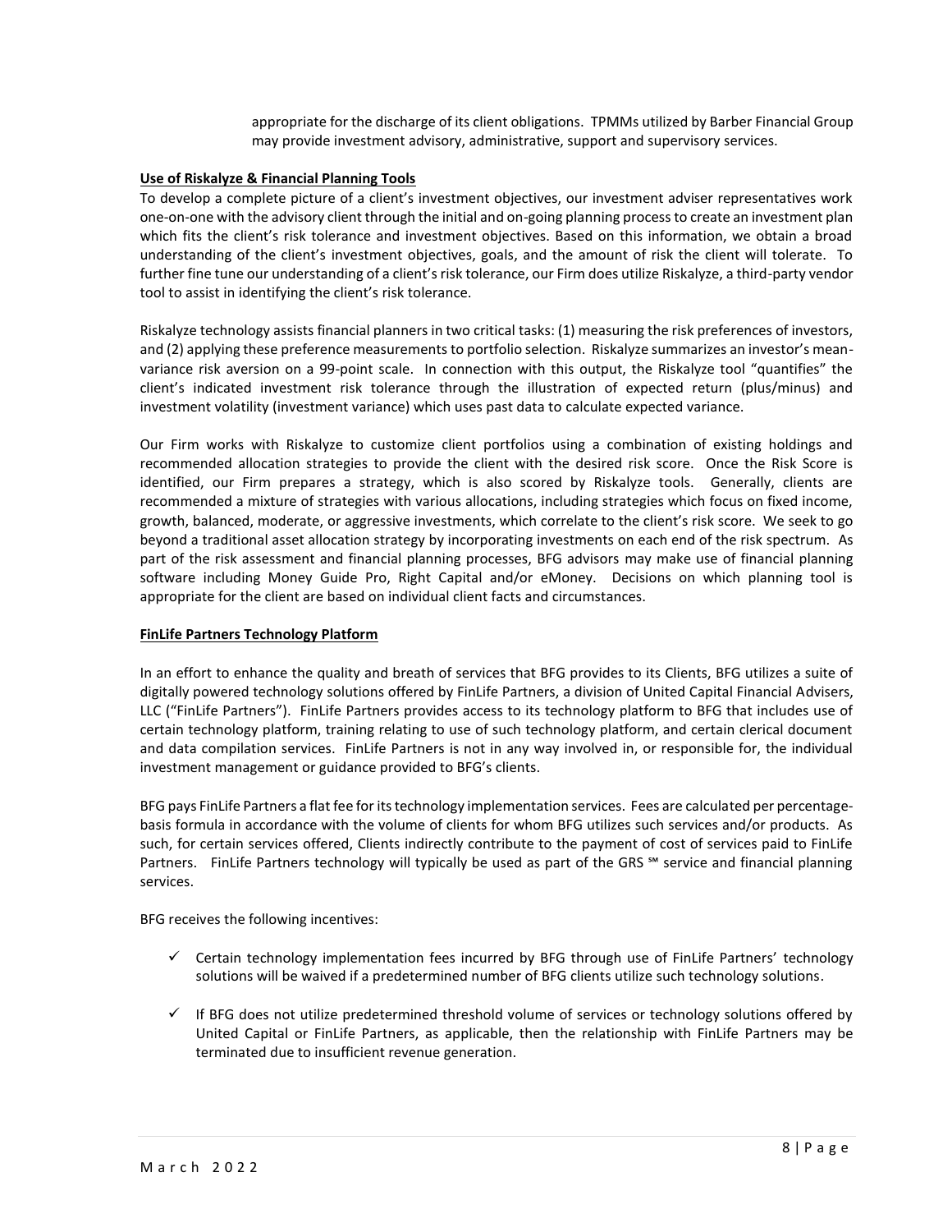appropriate for the discharge of its client obligations. TPMMs utilized by Barber Financial Group may provide investment advisory, administrative, support and supervisory services.

**Use of Riskalyze & Financial Planning Tools**

To develop a complete picture of a client's investment objectives, our investment adviser representatives work one-on-one with the advisory client through the initial and on-going planning process to create an investment plan which fits the client's risk tolerance and investment objectives. Based on this information, we obtain a broad understanding of the client's investment objectives, goals, and the amount of risk the client will tolerate. To further fine tune our understanding of a client's risk tolerance, our Firm does utilize Riskalyze, a third-party vendor tool to assist in identifying the client's risk tolerance.

Riskalyze technology assists financial planners in two critical tasks: (1) measuring the risk preferences of investors, and (2) applying these preference measurements to portfolio selection. Riskalyze summarizes an investor's mean-variance risk aversion on a 99-point scale. In connection with this output, the Riskalyze tool "quantifies" the client's indicated investment risk tolerance through the illustration of expected return (plus/minus) and investment volatility (investment variance) which uses past data to calculate expected variance.

Our Firm works with Riskalyze to customize client portfolios using a combination of existing holdings and recommended allocation strategies to provide the client with the desired risk score. Once the Risk Score is identified, our Firm prepares a strategy, which is also scored by Riskalyze tools. Generally, clients are recommended a mixture of strategies with various allocations, including strategies which focus on fixed income, growth, balanced, moderate, or aggressive investments, which correlate to the client's risk score. We seek to go beyond a traditional asset allocation strategy by incorporating investments on each end of the risk spectrum. As part of the risk assessment and financial planning processes, BFG advisors may make use of financial planning software including Money Guide Pro, Right Capital and/or eMoney. Decisions on which planning tool is appropriate for the client are based on individual client facts and circumstances.

**FinLife Partners Technology Platform**

In an effort to enhance the quality and breath of services that BFG provides to its Clients, BFG utilizes a suite of digitally powered technology solutions offered by FinLife Partners, a division of United Capital Financial Advisers, LLC ("FinLife Partners"). FinLife Partners provides access to its technology platform to BFG that includes use of certain technology platform, training relating to use of such technology platform, and certain clerical document and data compilation services. FinLife Partners is not in any way involved in, or responsible for, the individual investment management or guidance provided to BFG's clients.

BFG pays FinLife Partners a flat fee for its technology implementation services. Fees are calculated per percentage-basis formula in accordance with the volume of clients for whom BFG utilizes such services and/or products. As such, for certain services offered, Clients indirectly contribute to the payment of cost of services paid to FinLife Partners. FinLife Partners technology will typically be used as part of the GRS ℠ service and financial planning services.

BFG receives the following incentives:

- ✓ Certain technology implementation fees incurred by BFG through use of FinLife Partners' technology solutions will be waived if a predetermined number of BFG clients utilize such technology solutions.
- ✓ If BFG does not utilize predetermined threshold volume of services or technology solutions offered by United Capital or FinLife Partners, as applicable, then the relationship with FinLife Partners may be terminated due to insufficient revenue generation.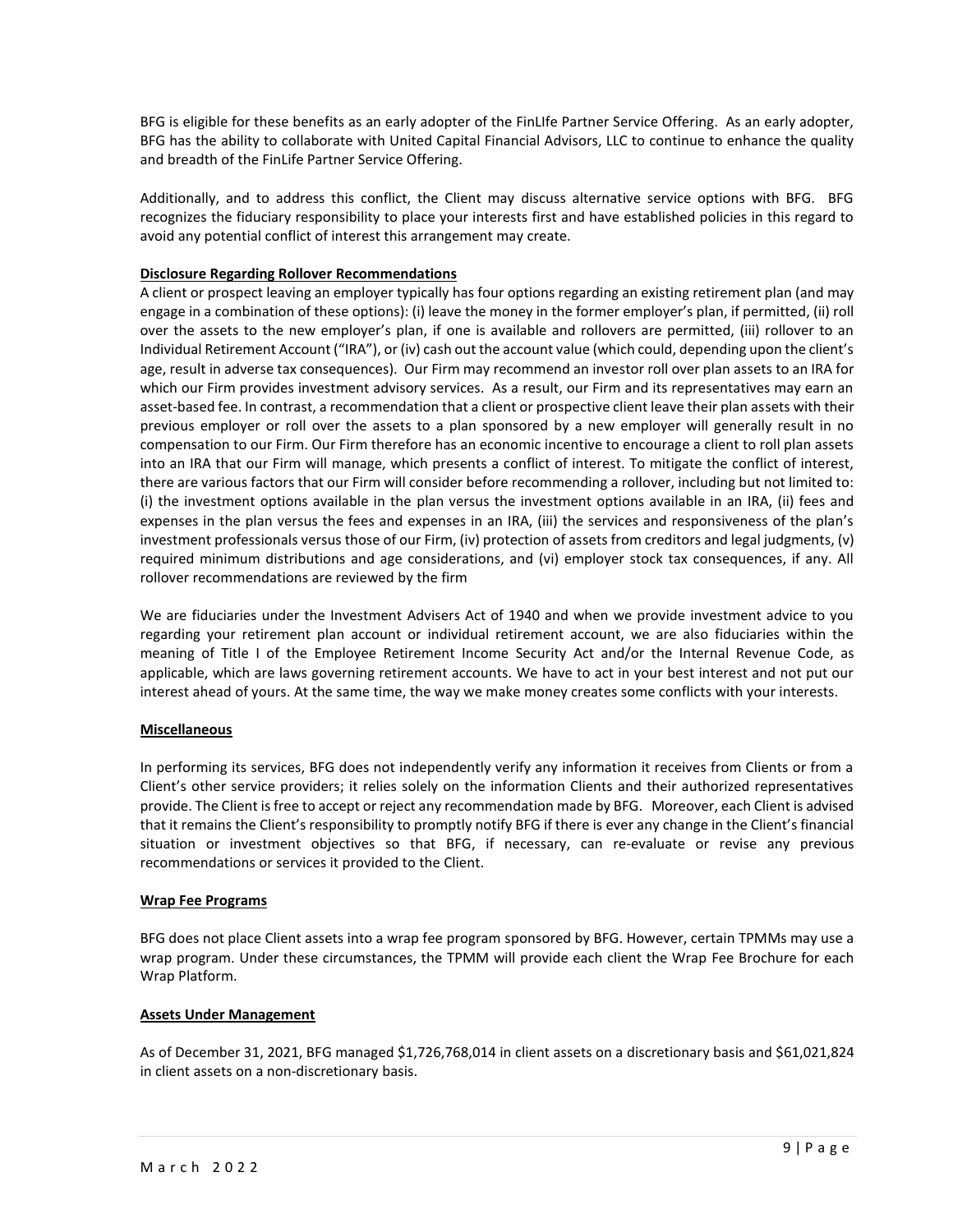BFG is eligible for these benefits as an early adopter of the FinLIfe Partner Service Offering. As an early adopter, BFG has the ability to collaborate with United Capital Financial Advisors, LLC to continue to enhance the quality and breadth of the FinLife Partner Service Offering.

Additionally, and to address this conflict, the Client may discuss alternative service options with BFG. BFG recognizes the fiduciary responsibility to place your interests first and have established policies in this regard to avoid any potential conflict of interest this arrangement may create.

**Disclosure Regarding Rollover Recommendations**

A client or prospect leaving an employer typically has four options regarding an existing retirement plan (and may engage in a combination of these options): (i) leave the money in the former employer's plan, if permitted, (ii) roll over the assets to the new employer's plan, if one is available and rollovers are permitted, (iii) rollover to an Individual Retirement Account ("IRA"), or (iv) cash out the account value (which could, depending upon the client's age, result in adverse tax consequences). Our Firm may recommend an investor roll over plan assets to an IRA for which our Firm provides investment advisory services. As a result, our Firm and its representatives may earn an asset-based fee. In contrast, a recommendation that a client or prospective client leave their plan assets with their previous employer or roll over the assets to a plan sponsored by a new employer will generally result in no compensation to our Firm. Our Firm therefore has an economic incentive to encourage a client to roll plan assets into an IRA that our Firm will manage, which presents a conflict of interest. To mitigate the conflict of interest, there are various factors that our Firm will consider before recommending a rollover, including but not limited to: (i) the investment options available in the plan versus the investment options available in an IRA, (ii) fees and expenses in the plan versus the fees and expenses in an IRA, (iii) the services and responsiveness of the plan's investment professionals versus those of our Firm, (iv) protection of assets from creditors and legal judgments, (v) required minimum distributions and age considerations, and (vi) employer stock tax consequences, if any. All rollover recommendations are reviewed by the firm

We are fiduciaries under the Investment Advisers Act of 1940 and when we provide investment advice to you regarding your retirement plan account or individual retirement account, we are also fiduciaries within the meaning of Title I of the Employee Retirement Income Security Act and/or the Internal Revenue Code, as applicable, which are laws governing retirement accounts. We have to act in your best interest and not put our interest ahead of yours. At the same time, the way we make money creates some conflicts with your interests.

**Miscellaneous**

In performing its services, BFG does not independently verify any information it receives from Clients or from a Client's other service providers; it relies solely on the information Clients and their authorized representatives provide. The Client is free to accept or reject any recommendation made by BFG. Moreover, each Client is advised that it remains the Client's responsibility to promptly notify BFG if there is ever any change in the Client's financial situation or investment objectives so that BFG, if necessary, can re-evaluate or revise any previous recommendations or services it provided to the Client.

**Wrap Fee Programs**

BFG does not place Client assets into a wrap fee program sponsored by BFG. However, certain TPMMs may use a wrap program. Under these circumstances, the TPMM will provide each client the Wrap Fee Brochure for each Wrap Platform.

**Assets Under Management**

As of December 31, 2021, BFG managed $1,726,768,014 in client assets on a discretionary basis and $61,021,824 in client assets on a non-discretionary basis.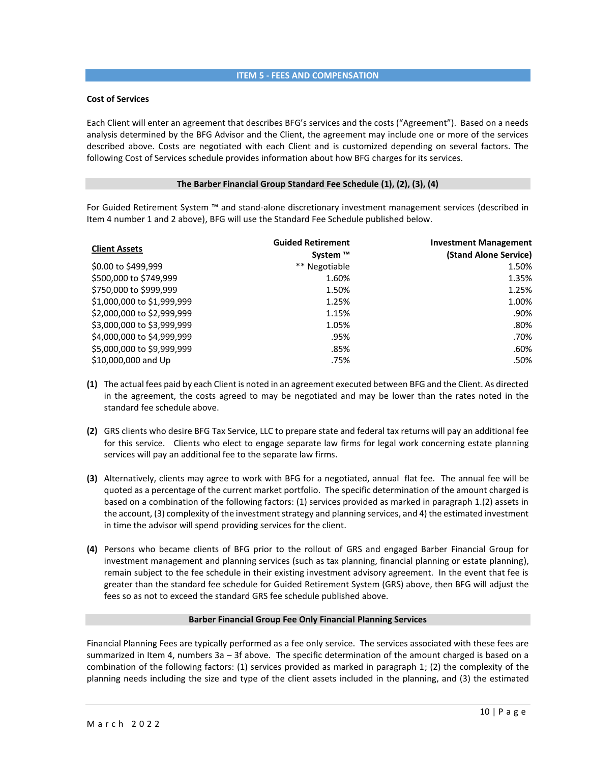## ITEM 5 - FEES AND COMPENSATION

**Cost of Services**

Each Client will enter an agreement that describes BFG's services and the costs ("Agreement"). Based on a needs analysis determined by the BFG Advisor and the Client, the agreement may include one or more of the services described above. Costs are negotiated with each Client and is customized depending on several factors. The following Cost of Services schedule provides information about how BFG charges for its services.

### The Barber Financial Group Standard Fee Schedule (1), (2), (3), (4)

For Guided Retirement System ™ and stand-alone discretionary investment management services (described in Item 4 number 1 and 2 above), BFG will use the Standard Fee Schedule published below.

| Client Assets | Guided Retirement System ™ | Investment Management (Stand Alone Service) |
|---|---|---|
| $0.00 to $499,999 | ** Negotiable | 1.50% |
| $500,000 to $749,999 | 1.60% | 1.35% |
| $750,000 to $999,999 | 1.50% | 1.25% |
| $1,000,000 to $1,999,999 | 1.25% | 1.00% |
| $2,000,000 to $2,999,999 | 1.15% | .90% |
| $3,000,000 to $3,999,999 | 1.05% | .80% |
| $4,000,000 to $4,999,999 | .95% | .70% |
| $5,000,000 to $9,999,999 | .85% | .60% |
| $10,000,000 and Up | .75% | .50% |

**(1)** The actual fees paid by each Client is noted in an agreement executed between BFG and the Client. As directed in the agreement, the costs agreed to may be negotiated and may be lower than the rates noted in the standard fee schedule above.

**(2)** GRS clients who desire BFG Tax Service, LLC to prepare state and federal tax returns will pay an additional fee for this service. Clients who elect to engage separate law firms for legal work concerning estate planning services will pay an additional fee to the separate law firms.

**(3)** Alternatively, clients may agree to work with BFG for a negotiated, annual flat fee. The annual fee will be quoted as a percentage of the current market portfolio. The specific determination of the amount charged is based on a combination of the following factors: (1) services provided as marked in paragraph 1.(2) assets in the account, (3) complexity of the investment strategy and planning services, and 4) the estimated investment in time the advisor will spend providing services for the client.

**(4)** Persons who became clients of BFG prior to the rollout of GRS and engaged Barber Financial Group for investment management and planning services (such as tax planning, financial planning or estate planning), remain subject to the fee schedule in their existing investment advisory agreement. In the event that fee is greater than the standard fee schedule for Guided Retirement System (GRS) above, then BFG will adjust the fees so as not to exceed the standard GRS fee schedule published above.

### Barber Financial Group Fee Only Financial Planning Services

Financial Planning Fees are typically performed as a fee only service. The services associated with these fees are summarized in Item 4, numbers 3a – 3f above. The specific determination of the amount charged is based on a combination of the following factors: (1) services provided as marked in paragraph 1; (2) the complexity of the planning needs including the size and type of the client assets included in the planning, and (3) the estimated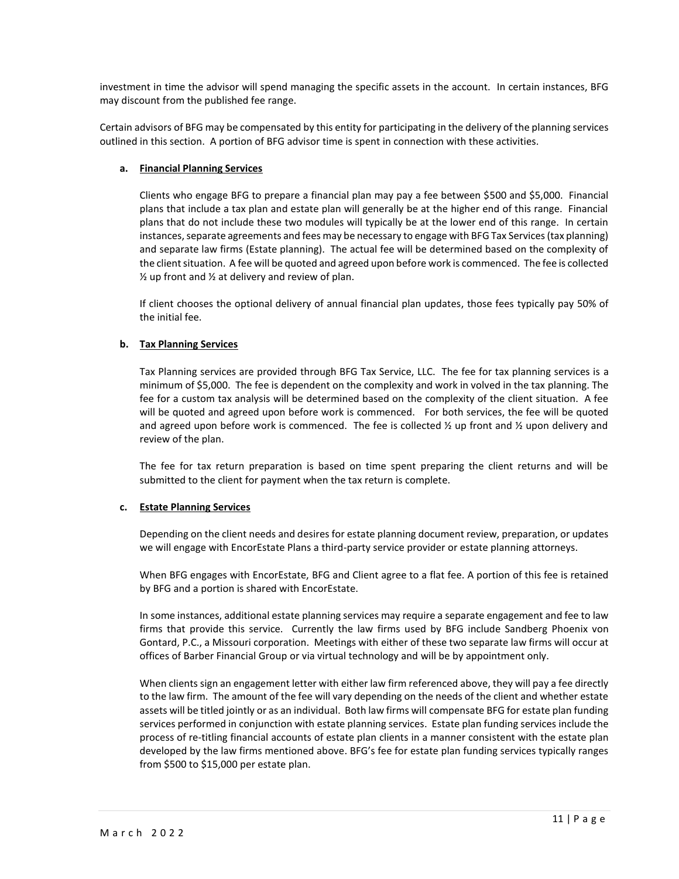investment in time the advisor will spend managing the specific assets in the account. In certain instances, BFG may discount from the published fee range.

Certain advisors of BFG may be compensated by this entity for participating in the delivery of the planning services outlined in this section. A portion of BFG advisor time is spent in connection with these activities.

**a. Financial Planning Services**

Clients who engage BFG to prepare a financial plan may pay a fee between $500 and $5,000. Financial plans that include a tax plan and estate plan will generally be at the higher end of this range. Financial plans that do not include these two modules will typically be at the lower end of this range. In certain instances, separate agreements and fees may be necessary to engage with BFG Tax Services (tax planning) and separate law firms (Estate planning). The actual fee will be determined based on the complexity of the client situation. A fee will be quoted and agreed upon before work is commenced. The fee is collected ½ up front and ½ at delivery and review of plan.

If client chooses the optional delivery of annual financial plan updates, those fees typically pay 50% of the initial fee.

**b. Tax Planning Services**

Tax Planning services are provided through BFG Tax Service, LLC. The fee for tax planning services is a minimum of $5,000. The fee is dependent on the complexity and work in volved in the tax planning. The fee for a custom tax analysis will be determined based on the complexity of the client situation. A fee will be quoted and agreed upon before work is commenced. For both services, the fee will be quoted and agreed upon before work is commenced. The fee is collected ½ up front and ½ upon delivery and review of the plan.

The fee for tax return preparation is based on time spent preparing the client returns and will be submitted to the client for payment when the tax return is complete.

**c. Estate Planning Services**

Depending on the client needs and desires for estate planning document review, preparation, or updates we will engage with EncorEstate Plans a third-party service provider or estate planning attorneys.

When BFG engages with EncorEstate, BFG and Client agree to a flat fee. A portion of this fee is retained by BFG and a portion is shared with EncorEstate.

In some instances, additional estate planning services may require a separate engagement and fee to law firms that provide this service. Currently the law firms used by BFG include Sandberg Phoenix von Gontard, P.C., a Missouri corporation. Meetings with either of these two separate law firms will occur at offices of Barber Financial Group or via virtual technology and will be by appointment only.

When clients sign an engagement letter with either law firm referenced above, they will pay a fee directly to the law firm. The amount of the fee will vary depending on the needs of the client and whether estate assets will be titled jointly or as an individual. Both law firms will compensate BFG for estate plan funding services performed in conjunction with estate planning services. Estate plan funding services include the process of re-titling financial accounts of estate plan clients in a manner consistent with the estate plan developed by the law firms mentioned above. BFG's fee for estate plan funding services typically ranges from $500 to $15,000 per estate plan.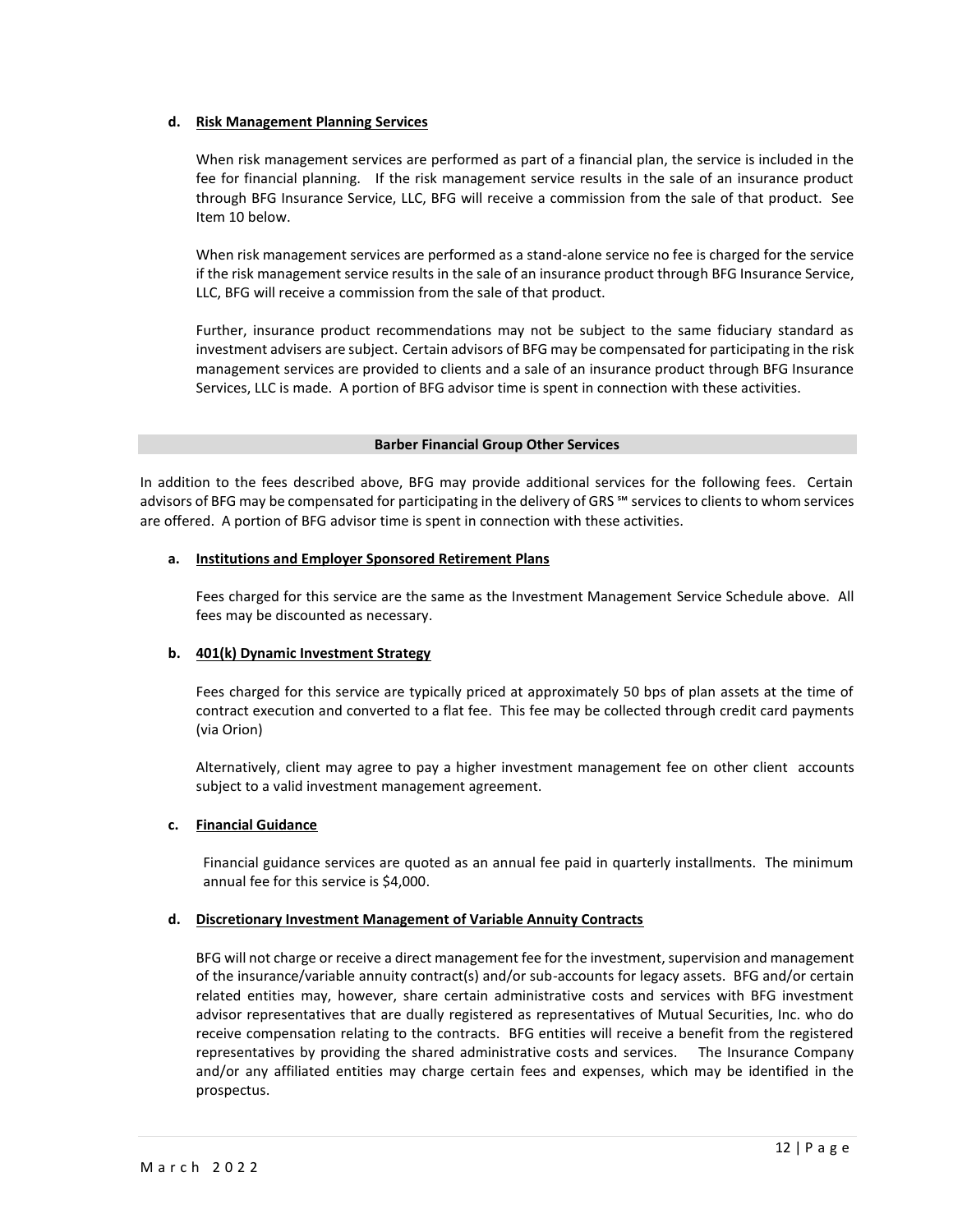**d. Risk Management Planning Services**

When risk management services are performed as part of a financial plan, the service is included in the fee for financial planning. If the risk management service results in the sale of an insurance product through BFG Insurance Service, LLC, BFG will receive a commission from the sale of that product. See Item 10 below.

When risk management services are performed as a stand-alone service no fee is charged for the service if the risk management service results in the sale of an insurance product through BFG Insurance Service, LLC, BFG will receive a commission from the sale of that product.

Further, insurance product recommendations may not be subject to the same fiduciary standard as investment advisers are subject. Certain advisors of BFG may be compensated for participating in the risk management services are provided to clients and a sale of an insurance product through BFG Insurance Services, LLC is made. A portion of BFG advisor time is spent in connection with these activities.

## Barber Financial Group Other Services

In addition to the fees described above, BFG may provide additional services for the following fees. Certain advisors of BFG may be compensated for participating in the delivery of GRS ℠ services to clients to whom services are offered. A portion of BFG advisor time is spent in connection with these activities.

**a. Institutions and Employer Sponsored Retirement Plans**

Fees charged for this service are the same as the Investment Management Service Schedule above. All fees may be discounted as necessary.

**b. 401(k) Dynamic Investment Strategy**

Fees charged for this service are typically priced at approximately 50 bps of plan assets at the time of contract execution and converted to a flat fee. This fee may be collected through credit card payments (via Orion)

Alternatively, client may agree to pay a higher investment management fee on other client accounts subject to a valid investment management agreement.

**c. Financial Guidance**

Financial guidance services are quoted as an annual fee paid in quarterly installments. The minimum annual fee for this service is $4,000.

**d. Discretionary Investment Management of Variable Annuity Contracts**

BFG will not charge or receive a direct management fee for the investment, supervision and management of the insurance/variable annuity contract(s) and/or sub-accounts for legacy assets. BFG and/or certain related entities may, however, share certain administrative costs and services with BFG investment advisor representatives that are dually registered as representatives of Mutual Securities, Inc. who do receive compensation relating to the contracts. BFG entities will receive a benefit from the registered representatives by providing the shared administrative costs and services. The Insurance Company and/or any affiliated entities may charge certain fees and expenses, which may be identified in the prospectus.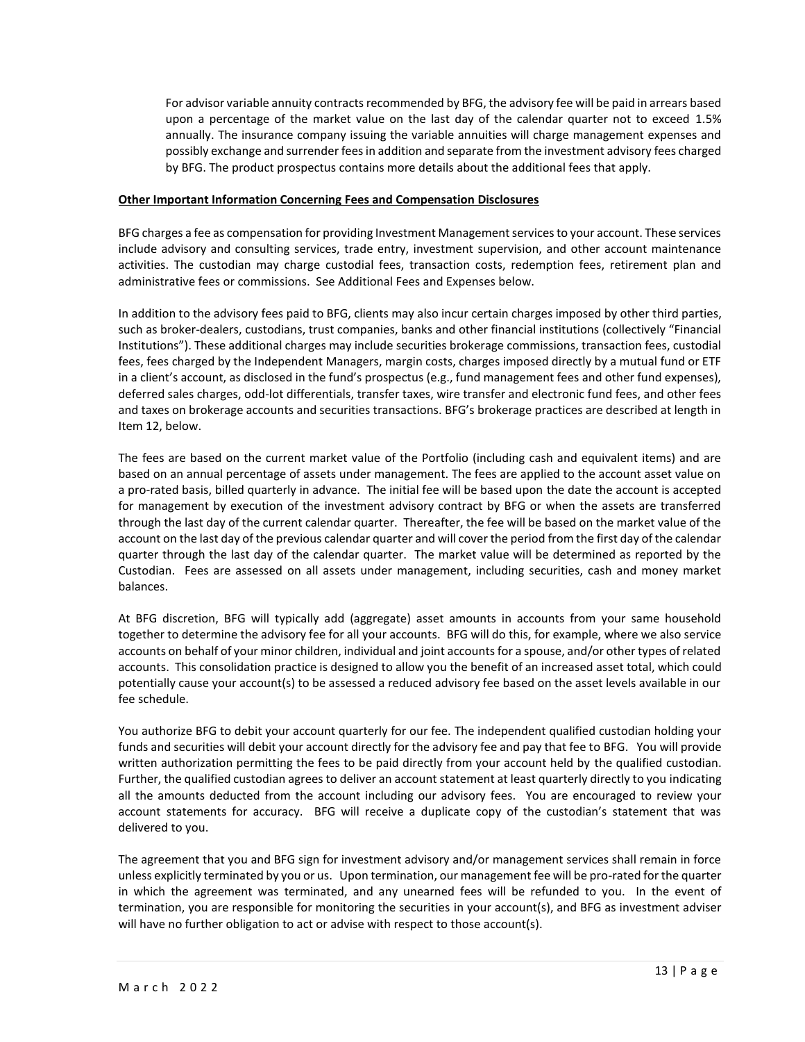For advisor variable annuity contracts recommended by BFG, the advisory fee will be paid in arrears based upon a percentage of the market value on the last day of the calendar quarter not to exceed 1.5% annually. The insurance company issuing the variable annuities will charge management expenses and possibly exchange and surrender fees in addition and separate from the investment advisory fees charged by BFG. The product prospectus contains more details about the additional fees that apply.

**Other Important Information Concerning Fees and Compensation Disclosures**

BFG charges a fee as compensation for providing Investment Management services to your account. These services include advisory and consulting services, trade entry, investment supervision, and other account maintenance activities. The custodian may charge custodial fees, transaction costs, redemption fees, retirement plan and administrative fees or commissions. See Additional Fees and Expenses below.

In addition to the advisory fees paid to BFG, clients may also incur certain charges imposed by other third parties, such as broker-dealers, custodians, trust companies, banks and other financial institutions (collectively "Financial Institutions"). These additional charges may include securities brokerage commissions, transaction fees, custodial fees, fees charged by the Independent Managers, margin costs, charges imposed directly by a mutual fund or ETF in a client's account, as disclosed in the fund's prospectus (e.g., fund management fees and other fund expenses), deferred sales charges, odd-lot differentials, transfer taxes, wire transfer and electronic fund fees, and other fees and taxes on brokerage accounts and securities transactions. BFG's brokerage practices are described at length in Item 12, below.

The fees are based on the current market value of the Portfolio (including cash and equivalent items) and are based on an annual percentage of assets under management. The fees are applied to the account asset value on a pro-rated basis, billed quarterly in advance. The initial fee will be based upon the date the account is accepted for management by execution of the investment advisory contract by BFG or when the assets are transferred through the last day of the current calendar quarter. Thereafter, the fee will be based on the market value of the account on the last day of the previous calendar quarter and will cover the period from the first day of the calendar quarter through the last day of the calendar quarter. The market value will be determined as reported by the Custodian. Fees are assessed on all assets under management, including securities, cash and money market balances.

At BFG discretion, BFG will typically add (aggregate) asset amounts in accounts from your same household together to determine the advisory fee for all your accounts. BFG will do this, for example, where we also service accounts on behalf of your minor children, individual and joint accounts for a spouse, and/or other types of related accounts. This consolidation practice is designed to allow you the benefit of an increased asset total, which could potentially cause your account(s) to be assessed a reduced advisory fee based on the asset levels available in our fee schedule.

You authorize BFG to debit your account quarterly for our fee. The independent qualified custodian holding your funds and securities will debit your account directly for the advisory fee and pay that fee to BFG. You will provide written authorization permitting the fees to be paid directly from your account held by the qualified custodian. Further, the qualified custodian agrees to deliver an account statement at least quarterly directly to you indicating all the amounts deducted from the account including our advisory fees. You are encouraged to review your account statements for accuracy. BFG will receive a duplicate copy of the custodian's statement that was delivered to you.

The agreement that you and BFG sign for investment advisory and/or management services shall remain in force unless explicitly terminated by you or us. Upon termination, our management fee will be pro-rated for the quarter in which the agreement was terminated, and any unearned fees will be refunded to you. In the event of termination, you are responsible for monitoring the securities in your account(s), and BFG as investment adviser will have no further obligation to act or advise with respect to those account(s).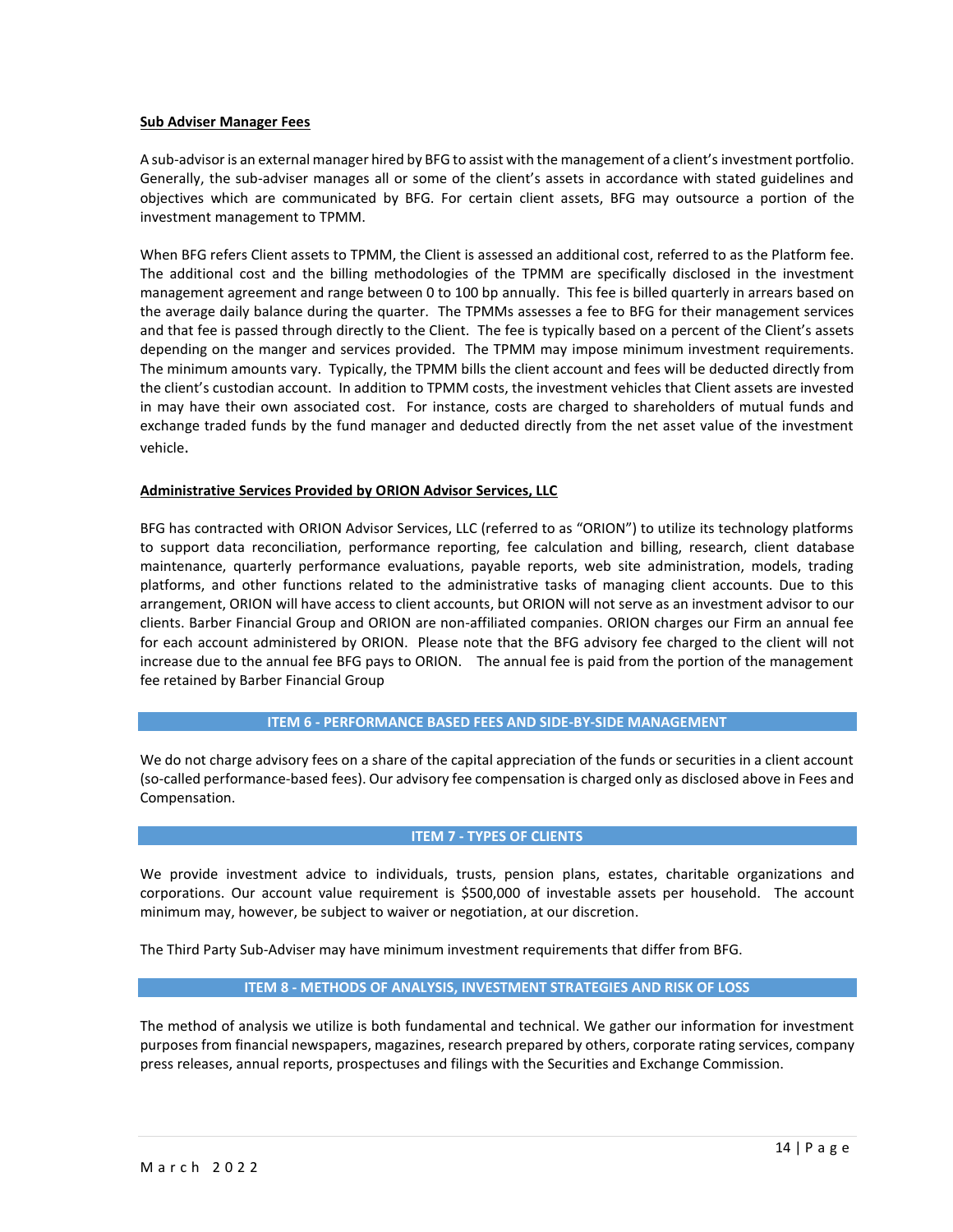**Sub Adviser Manager Fees**

A sub-advisor is an external manager hired by BFG to assist with the management of a client's investment portfolio. Generally, the sub-adviser manages all or some of the client's assets in accordance with stated guidelines and objectives which are communicated by BFG. For certain client assets, BFG may outsource a portion of the investment management to TPMM.

When BFG refers Client assets to TPMM, the Client is assessed an additional cost, referred to as the Platform fee. The additional cost and the billing methodologies of the TPMM are specifically disclosed in the investment management agreement and range between 0 to 100 bp annually. This fee is billed quarterly in arrears based on the average daily balance during the quarter. The TPMMs assesses a fee to BFG for their management services and that fee is passed through directly to the Client. The fee is typically based on a percent of the Client's assets depending on the manger and services provided. The TPMM may impose minimum investment requirements. The minimum amounts vary. Typically, the TPMM bills the client account and fees will be deducted directly from the client's custodian account. In addition to TPMM costs, the investment vehicles that Client assets are invested in may have their own associated cost. For instance, costs are charged to shareholders of mutual funds and exchange traded funds by the fund manager and deducted directly from the net asset value of the investment vehicle.

**Administrative Services Provided by ORION Advisor Services, LLC**

BFG has contracted with ORION Advisor Services, LLC (referred to as "ORION") to utilize its technology platforms to support data reconciliation, performance reporting, fee calculation and billing, research, client database maintenance, quarterly performance evaluations, payable reports, web site administration, models, trading platforms, and other functions related to the administrative tasks of managing client accounts. Due to this arrangement, ORION will have access to client accounts, but ORION will not serve as an investment advisor to our clients. Barber Financial Group and ORION are non-affiliated companies. ORION charges our Firm an annual fee for each account administered by ORION. Please note that the BFG advisory fee charged to the client will not increase due to the annual fee BFG pays to ORION. The annual fee is paid from the portion of the management fee retained by Barber Financial Group

## ITEM 6 - PERFORMANCE BASED FEES AND SIDE-BY-SIDE MANAGEMENT

We do not charge advisory fees on a share of the capital appreciation of the funds or securities in a client account (so-called performance-based fees). Our advisory fee compensation is charged only as disclosed above in Fees and Compensation.

## ITEM 7 - TYPES OF CLIENTS

We provide investment advice to individuals, trusts, pension plans, estates, charitable organizations and corporations. Our account value requirement is $500,000 of investable assets per household. The account minimum may, however, be subject to waiver or negotiation, at our discretion.

The Third Party Sub-Adviser may have minimum investment requirements that differ from BFG.

## ITEM 8 - METHODS OF ANALYSIS, INVESTMENT STRATEGIES AND RISK OF LOSS

The method of analysis we utilize is both fundamental and technical. We gather our information for investment purposes from financial newspapers, magazines, research prepared by others, corporate rating services, company press releases, annual reports, prospectuses and filings with the Securities and Exchange Commission.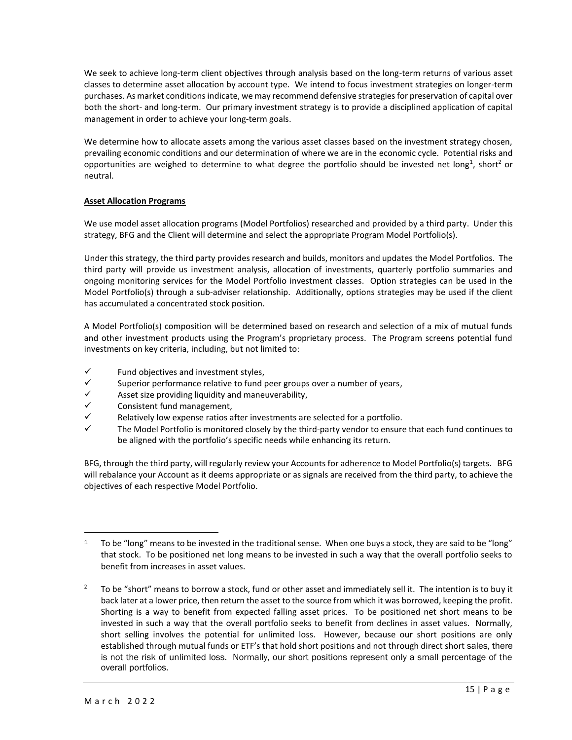We seek to achieve long-term client objectives through analysis based on the long-term returns of various asset classes to determine asset allocation by account type. We intend to focus investment strategies on longer-term purchases. As market conditions indicate, we may recommend defensive strategies for preservation of capital over both the short- and long-term. Our primary investment strategy is to provide a disciplined application of capital management in order to achieve your long-term goals.

We determine how to allocate assets among the various asset classes based on the investment strategy chosen, prevailing economic conditions and our determination of where we are in the economic cycle. Potential risks and opportunities are weighed to determine to what degree the portfolio should be invested net long[1], short[2] or neutral.

**Asset Allocation Programs**

We use model asset allocation programs (Model Portfolios) researched and provided by a third party. Under this strategy, BFG and the Client will determine and select the appropriate Program Model Portfolio(s).

Under this strategy, the third party provides research and builds, monitors and updates the Model Portfolios. The third party will provide us investment analysis, allocation of investments, quarterly portfolio summaries and ongoing monitoring services for the Model Portfolio investment classes. Option strategies can be used in the Model Portfolio(s) through a sub-adviser relationship. Additionally, options strategies may be used if the client has accumulated a concentrated stock position.

A Model Portfolio(s) composition will be determined based on research and selection of a mix of mutual funds and other investment products using the Program's proprietary process. The Program screens potential fund investments on key criteria, including, but not limited to:

- ✓ Fund objectives and investment styles,
- ✓ Superior performance relative to fund peer groups over a number of years,
- ✓ Asset size providing liquidity and maneuverability,
- ✓ Consistent fund management,
- ✓ Relatively low expense ratios after investments are selected for a portfolio.
- ✓ The Model Portfolio is monitored closely by the third-party vendor to ensure that each fund continues to be aligned with the portfolio's specific needs while enhancing its return.

BFG, through the third party, will regularly review your Accounts for adherence to Model Portfolio(s) targets. BFG will rebalance your Account as it deems appropriate or as signals are received from the third party, to achieve the objectives of each respective Model Portfolio.

---

[1] To be "long" means to be invested in the traditional sense. When one buys a stock, they are said to be "long" that stock. To be positioned net long means to be invested in such a way that the overall portfolio seeks to benefit from increases in asset values.

[2] To be "short" means to borrow a stock, fund or other asset and immediately sell it. The intention is to buy it back later at a lower price, then return the asset to the source from which it was borrowed, keeping the profit. Shorting is a way to benefit from expected falling asset prices. To be positioned net short means to be invested in such a way that the overall portfolio seeks to benefit from declines in asset values. Normally, short selling involves the potential for unlimited loss. However, because our short positions are only established through mutual funds or ETF's that hold short positions and not through direct short sales, there is not the risk of unlimited loss. Normally, our short positions represent only a small percentage of the overall portfolios.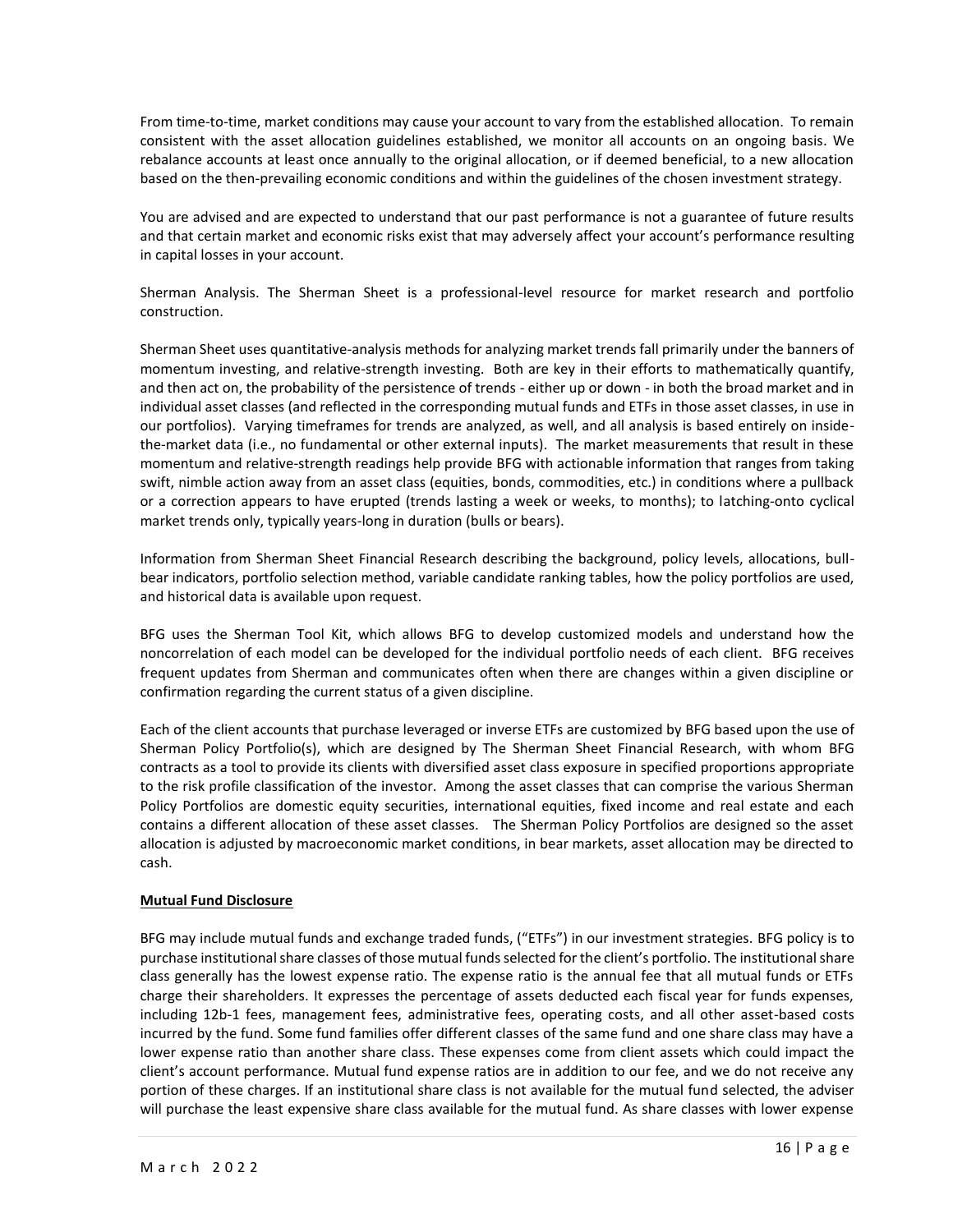From time-to-time, market conditions may cause your account to vary from the established allocation. To remain consistent with the asset allocation guidelines established, we monitor all accounts on an ongoing basis. We rebalance accounts at least once annually to the original allocation, or if deemed beneficial, to a new allocation based on the then-prevailing economic conditions and within the guidelines of the chosen investment strategy.

You are advised and are expected to understand that our past performance is not a guarantee of future results and that certain market and economic risks exist that may adversely affect your account's performance resulting in capital losses in your account.

Sherman Analysis. The Sherman Sheet is a professional-level resource for market research and portfolio construction.

Sherman Sheet uses quantitative-analysis methods for analyzing market trends fall primarily under the banners of momentum investing, and relative-strength investing. Both are key in their efforts to mathematically quantify, and then act on, the probability of the persistence of trends - either up or down - in both the broad market and in individual asset classes (and reflected in the corresponding mutual funds and ETFs in those asset classes, in use in our portfolios). Varying timeframes for trends are analyzed, as well, and all analysis is based entirely on inside-the-market data (i.e., no fundamental or other external inputs). The market measurements that result in these momentum and relative-strength readings help provide BFG with actionable information that ranges from taking swift, nimble action away from an asset class (equities, bonds, commodities, etc.) in conditions where a pullback or a correction appears to have erupted (trends lasting a week or weeks, to months); to latching-onto cyclical market trends only, typically years-long in duration (bulls or bears).

Information from Sherman Sheet Financial Research describing the background, policy levels, allocations, bull-bear indicators, portfolio selection method, variable candidate ranking tables, how the policy portfolios are used, and historical data is available upon request.

BFG uses the Sherman Tool Kit, which allows BFG to develop customized models and understand how the noncorrelation of each model can be developed for the individual portfolio needs of each client. BFG receives frequent updates from Sherman and communicates often when there are changes within a given discipline or confirmation regarding the current status of a given discipline.

Each of the client accounts that purchase leveraged or inverse ETFs are customized by BFG based upon the use of Sherman Policy Portfolio(s), which are designed by The Sherman Sheet Financial Research, with whom BFG contracts as a tool to provide its clients with diversified asset class exposure in specified proportions appropriate to the risk profile classification of the investor. Among the asset classes that can comprise the various Sherman Policy Portfolios are domestic equity securities, international equities, fixed income and real estate and each contains a different allocation of these asset classes. The Sherman Policy Portfolios are designed so the asset allocation is adjusted by macroeconomic market conditions, in bear markets, asset allocation may be directed to cash.

**Mutual Fund Disclosure**

BFG may include mutual funds and exchange traded funds, ("ETFs") in our investment strategies. BFG policy is to purchase institutional share classes of those mutual funds selected for the client's portfolio. The institutional share class generally has the lowest expense ratio. The expense ratio is the annual fee that all mutual funds or ETFs charge their shareholders. It expresses the percentage of assets deducted each fiscal year for funds expenses, including 12b-1 fees, management fees, administrative fees, operating costs, and all other asset-based costs incurred by the fund. Some fund families offer different classes of the same fund and one share class may have a lower expense ratio than another share class. These expenses come from client assets which could impact the client's account performance. Mutual fund expense ratios are in addition to our fee, and we do not receive any portion of these charges. If an institutional share class is not available for the mutual fund selected, the adviser will purchase the least expensive share class available for the mutual fund. As share classes with lower expense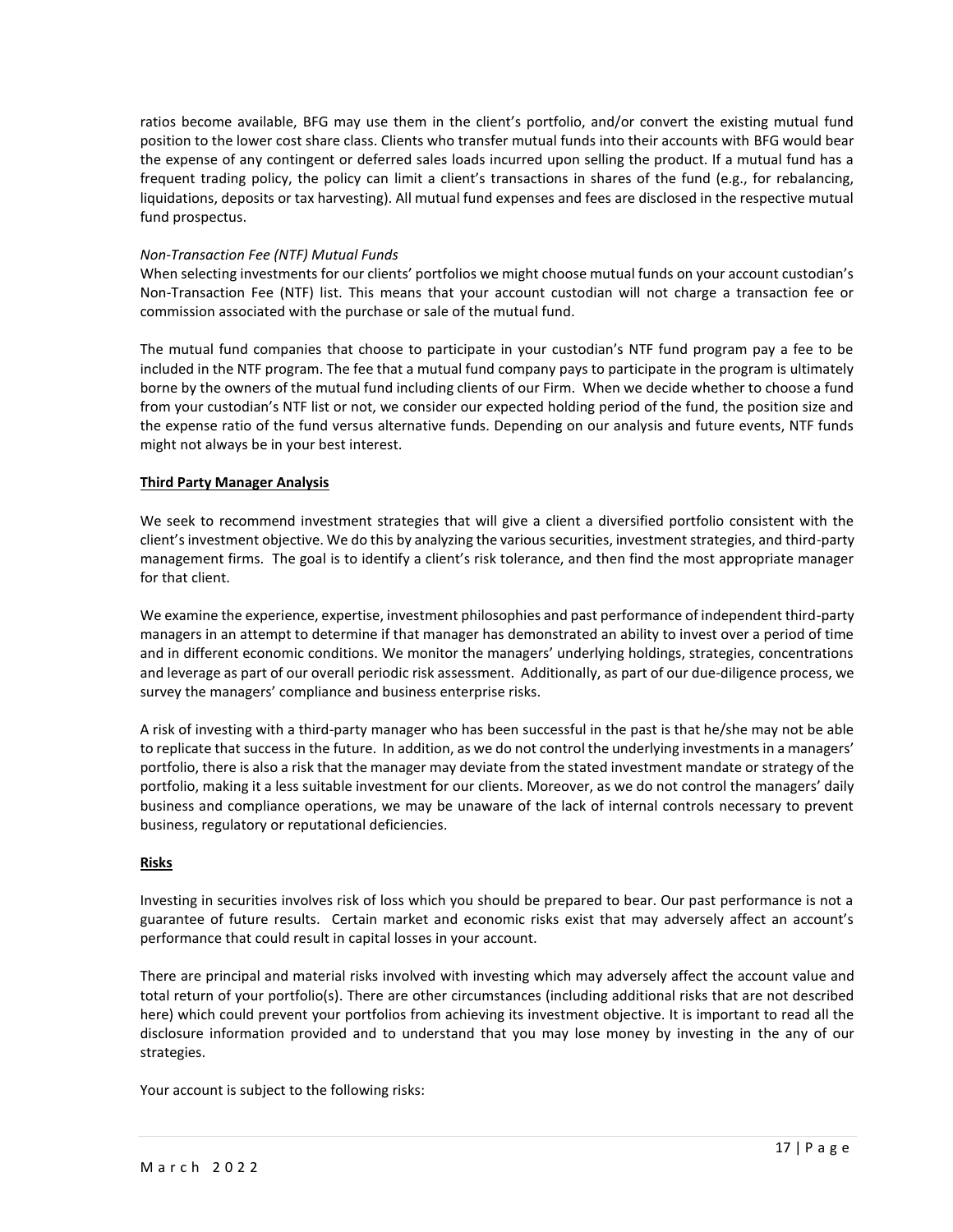ratios become available, BFG may use them in the client's portfolio, and/or convert the existing mutual fund position to the lower cost share class. Clients who transfer mutual funds into their accounts with BFG would bear the expense of any contingent or deferred sales loads incurred upon selling the product. If a mutual fund has a frequent trading policy, the policy can limit a client's transactions in shares of the fund (e.g., for rebalancing, liquidations, deposits or tax harvesting). All mutual fund expenses and fees are disclosed in the respective mutual fund prospectus.

*Non-Transaction Fee (NTF) Mutual Funds*

When selecting investments for our clients' portfolios we might choose mutual funds on your account custodian's Non-Transaction Fee (NTF) list. This means that your account custodian will not charge a transaction fee or commission associated with the purchase or sale of the mutual fund.

The mutual fund companies that choose to participate in your custodian's NTF fund program pay a fee to be included in the NTF program. The fee that a mutual fund company pays to participate in the program is ultimately borne by the owners of the mutual fund including clients of our Firm. When we decide whether to choose a fund from your custodian's NTF list or not, we consider our expected holding period of the fund, the position size and the expense ratio of the fund versus alternative funds. Depending on our analysis and future events, NTF funds might not always be in your best interest.

**Third Party Manager Analysis**

We seek to recommend investment strategies that will give a client a diversified portfolio consistent with the client's investment objective. We do this by analyzing the various securities, investment strategies, and third-party management firms. The goal is to identify a client's risk tolerance, and then find the most appropriate manager for that client.

We examine the experience, expertise, investment philosophies and past performance of independent third-party managers in an attempt to determine if that manager has demonstrated an ability to invest over a period of time and in different economic conditions. We monitor the managers' underlying holdings, strategies, concentrations and leverage as part of our overall periodic risk assessment. Additionally, as part of our due-diligence process, we survey the managers' compliance and business enterprise risks.

A risk of investing with a third-party manager who has been successful in the past is that he/she may not be able to replicate that success in the future. In addition, as we do not control the underlying investments in a managers' portfolio, there is also a risk that the manager may deviate from the stated investment mandate or strategy of the portfolio, making it a less suitable investment for our clients. Moreover, as we do not control the managers' daily business and compliance operations, we may be unaware of the lack of internal controls necessary to prevent business, regulatory or reputational deficiencies.

**Risks**

Investing in securities involves risk of loss which you should be prepared to bear. Our past performance is not a guarantee of future results. Certain market and economic risks exist that may adversely affect an account's performance that could result in capital losses in your account.

There are principal and material risks involved with investing which may adversely affect the account value and total return of your portfolio(s). There are other circumstances (including additional risks that are not described here) which could prevent your portfolios from achieving its investment objective. It is important to read all the disclosure information provided and to understand that you may lose money by investing in the any of our strategies.

Your account is subject to the following risks: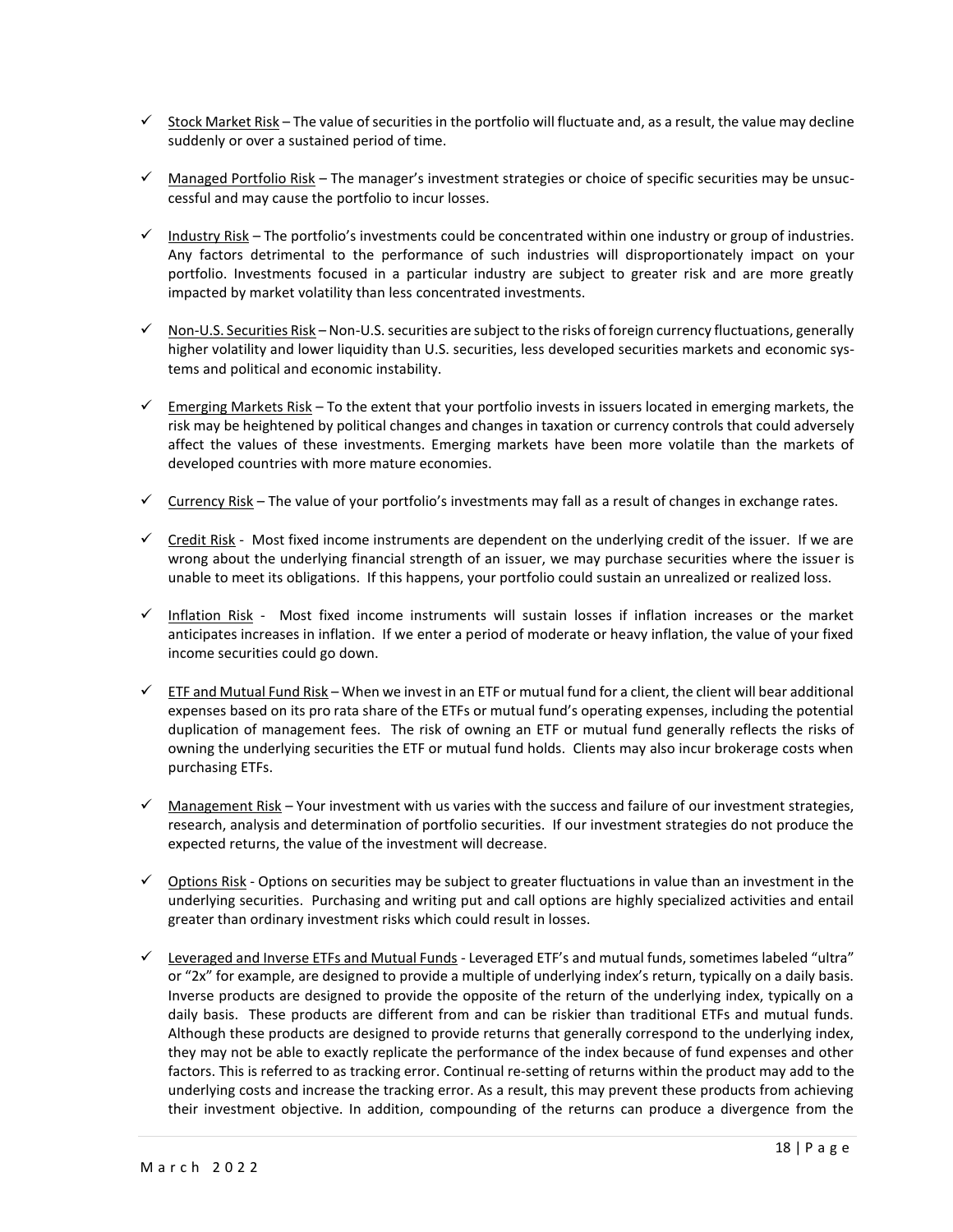- ✓ Stock Market Risk – The value of securities in the portfolio will fluctuate and, as a result, the value may decline suddenly or over a sustained period of time.

- ✓ Managed Portfolio Risk – The manager's investment strategies or choice of specific securities may be unsuccessful and may cause the portfolio to incur losses.

- ✓ Industry Risk – The portfolio's investments could be concentrated within one industry or group of industries. Any factors detrimental to the performance of such industries will disproportionately impact on your portfolio. Investments focused in a particular industry are subject to greater risk and are more greatly impacted by market volatility than less concentrated investments.

- ✓ Non-U.S. Securities Risk – Non-U.S. securities are subject to the risks of foreign currency fluctuations, generally higher volatility and lower liquidity than U.S. securities, less developed securities markets and economic systems and political and economic instability.

- ✓ Emerging Markets Risk – To the extent that your portfolio invests in issuers located in emerging markets, the risk may be heightened by political changes and changes in taxation or currency controls that could adversely affect the values of these investments. Emerging markets have been more volatile than the markets of developed countries with more mature economies.

- ✓ Currency Risk – The value of your portfolio's investments may fall as a result of changes in exchange rates.

- ✓ Credit Risk - Most fixed income instruments are dependent on the underlying credit of the issuer. If we are wrong about the underlying financial strength of an issuer, we may purchase securities where the issuer is unable to meet its obligations. If this happens, your portfolio could sustain an unrealized or realized loss.

- ✓ Inflation Risk - Most fixed income instruments will sustain losses if inflation increases or the market anticipates increases in inflation. If we enter a period of moderate or heavy inflation, the value of your fixed income securities could go down.

- ✓ ETF and Mutual Fund Risk – When we invest in an ETF or mutual fund for a client, the client will bear additional expenses based on its pro rata share of the ETFs or mutual fund's operating expenses, including the potential duplication of management fees. The risk of owning an ETF or mutual fund generally reflects the risks of owning the underlying securities the ETF or mutual fund holds. Clients may also incur brokerage costs when purchasing ETFs.

- ✓ Management Risk – Your investment with us varies with the success and failure of our investment strategies, research, analysis and determination of portfolio securities. If our investment strategies do not produce the expected returns, the value of the investment will decrease.

- ✓ Options Risk - Options on securities may be subject to greater fluctuations in value than an investment in the underlying securities. Purchasing and writing put and call options are highly specialized activities and entail greater than ordinary investment risks which could result in losses.

- ✓ Leveraged and Inverse ETFs and Mutual Funds - Leveraged ETF's and mutual funds, sometimes labeled "ultra" or "2x" for example, are designed to provide a multiple of underlying index's return, typically on a daily basis. Inverse products are designed to provide the opposite of the return of the underlying index, typically on a daily basis. These products are different from and can be riskier than traditional ETFs and mutual funds. Although these products are designed to provide returns that generally correspond to the underlying index, they may not be able to exactly replicate the performance of the index because of fund expenses and other factors. This is referred to as tracking error. Continual re-setting of returns within the product may add to the underlying costs and increase the tracking error. As a result, this may prevent these products from achieving their investment objective. In addition, compounding of the returns can produce a divergence from the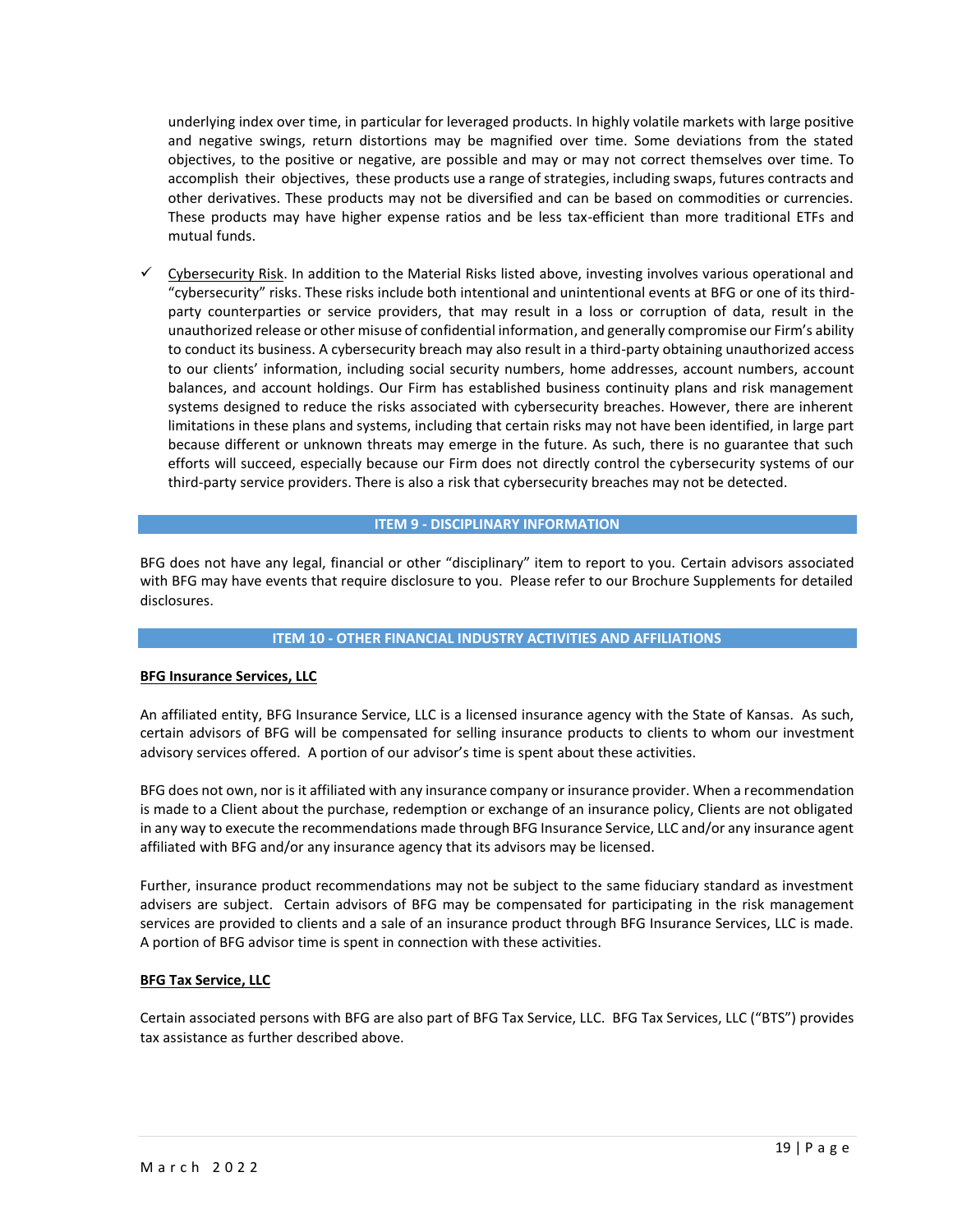underlying index over time, in particular for leveraged products. In highly volatile markets with large positive and negative swings, return distortions may be magnified over time. Some deviations from the stated objectives, to the positive or negative, are possible and may or may not correct themselves over time. To accomplish their objectives, these products use a range of strategies, including swaps, futures contracts and other derivatives. These products may not be diversified and can be based on commodities or currencies. These products may have higher expense ratios and be less tax-efficient than more traditional ETFs and mutual funds.

✓ Cybersecurity Risk. In addition to the Material Risks listed above, investing involves various operational and "cybersecurity" risks. These risks include both intentional and unintentional events at BFG or one of its third-party counterparties or service providers, that may result in a loss or corruption of data, result in the unauthorized release or other misuse of confidential information, and generally compromise our Firm's ability to conduct its business. A cybersecurity breach may also result in a third-party obtaining unauthorized access to our clients' information, including social security numbers, home addresses, account numbers, account balances, and account holdings. Our Firm has established business continuity plans and risk management systems designed to reduce the risks associated with cybersecurity breaches. However, there are inherent limitations in these plans and systems, including that certain risks may not have been identified, in large part because different or unknown threats may emerge in the future. As such, there is no guarantee that such efforts will succeed, especially because our Firm does not directly control the cybersecurity systems of our third-party service providers. There is also a risk that cybersecurity breaches may not be detected.

## ITEM 9 - DISCIPLINARY INFORMATION

BFG does not have any legal, financial or other "disciplinary" item to report to you. Certain advisors associated with BFG may have events that require disclosure to you. Please refer to our Brochure Supplements for detailed disclosures.

## ITEM 10 - OTHER FINANCIAL INDUSTRY ACTIVITIES AND AFFILIATIONS

**BFG Insurance Services, LLC**

An affiliated entity, BFG Insurance Service, LLC is a licensed insurance agency with the State of Kansas. As such, certain advisors of BFG will be compensated for selling insurance products to clients to whom our investment advisory services offered. A portion of our advisor's time is spent about these activities.

BFG does not own, nor is it affiliated with any insurance company or insurance provider. When a recommendation is made to a Client about the purchase, redemption or exchange of an insurance policy, Clients are not obligated in any way to execute the recommendations made through BFG Insurance Service, LLC and/or any insurance agent affiliated with BFG and/or any insurance agency that its advisors may be licensed.

Further, insurance product recommendations may not be subject to the same fiduciary standard as investment advisers are subject. Certain advisors of BFG may be compensated for participating in the risk management services are provided to clients and a sale of an insurance product through BFG Insurance Services, LLC is made. A portion of BFG advisor time is spent in connection with these activities.

**BFG Tax Service, LLC**

Certain associated persons with BFG are also part of BFG Tax Service, LLC. BFG Tax Services, LLC ("BTS") provides tax assistance as further described above.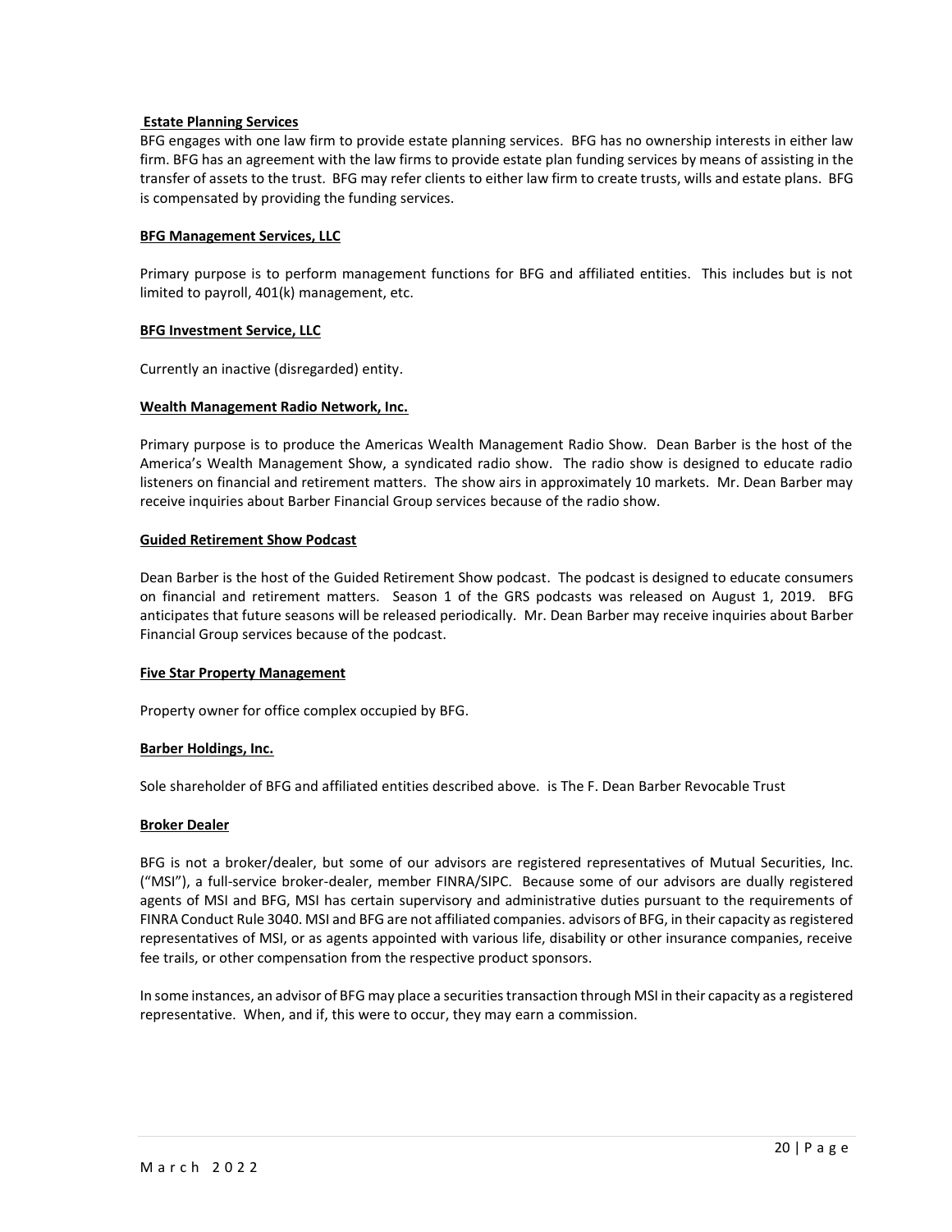**Estate Planning Services**

BFG engages with one law firm to provide estate planning services. BFG has no ownership interests in either law firm. BFG has an agreement with the law firms to provide estate plan funding services by means of assisting in the transfer of assets to the trust. BFG may refer clients to either law firm to create trusts, wills and estate plans. BFG is compensated by providing the funding services.

**BFG Management Services, LLC**

Primary purpose is to perform management functions for BFG and affiliated entities. This includes but is not limited to payroll, 401(k) management, etc.

**BFG Investment Service, LLC**

Currently an inactive (disregarded) entity.

**Wealth Management Radio Network, Inc.**

Primary purpose is to produce the Americas Wealth Management Radio Show. Dean Barber is the host of the America's Wealth Management Show, a syndicated radio show. The radio show is designed to educate radio listeners on financial and retirement matters. The show airs in approximately 10 markets. Mr. Dean Barber may receive inquiries about Barber Financial Group services because of the radio show.

**Guided Retirement Show Podcast**

Dean Barber is the host of the Guided Retirement Show podcast. The podcast is designed to educate consumers on financial and retirement matters. Season 1 of the GRS podcasts was released on August 1, 2019. BFG anticipates that future seasons will be released periodically. Mr. Dean Barber may receive inquiries about Barber Financial Group services because of the podcast.

**Five Star Property Management**

Property owner for office complex occupied by BFG.

**Barber Holdings, Inc.**

Sole shareholder of BFG and affiliated entities described above. is The F. Dean Barber Revocable Trust

**Broker Dealer**

BFG is not a broker/dealer, but some of our advisors are registered representatives of Mutual Securities, Inc. ("MSI"), a full-service broker-dealer, member FINRA/SIPC. Because some of our advisors are dually registered agents of MSI and BFG, MSI has certain supervisory and administrative duties pursuant to the requirements of FINRA Conduct Rule 3040. MSI and BFG are not affiliated companies. advisors of BFG, in their capacity as registered representatives of MSI, or as agents appointed with various life, disability or other insurance companies, receive fee trails, or other compensation from the respective product sponsors.

In some instances, an advisor of BFG may place a securities transaction through MSI in their capacity as a registered representative. When, and if, this were to occur, they may earn a commission.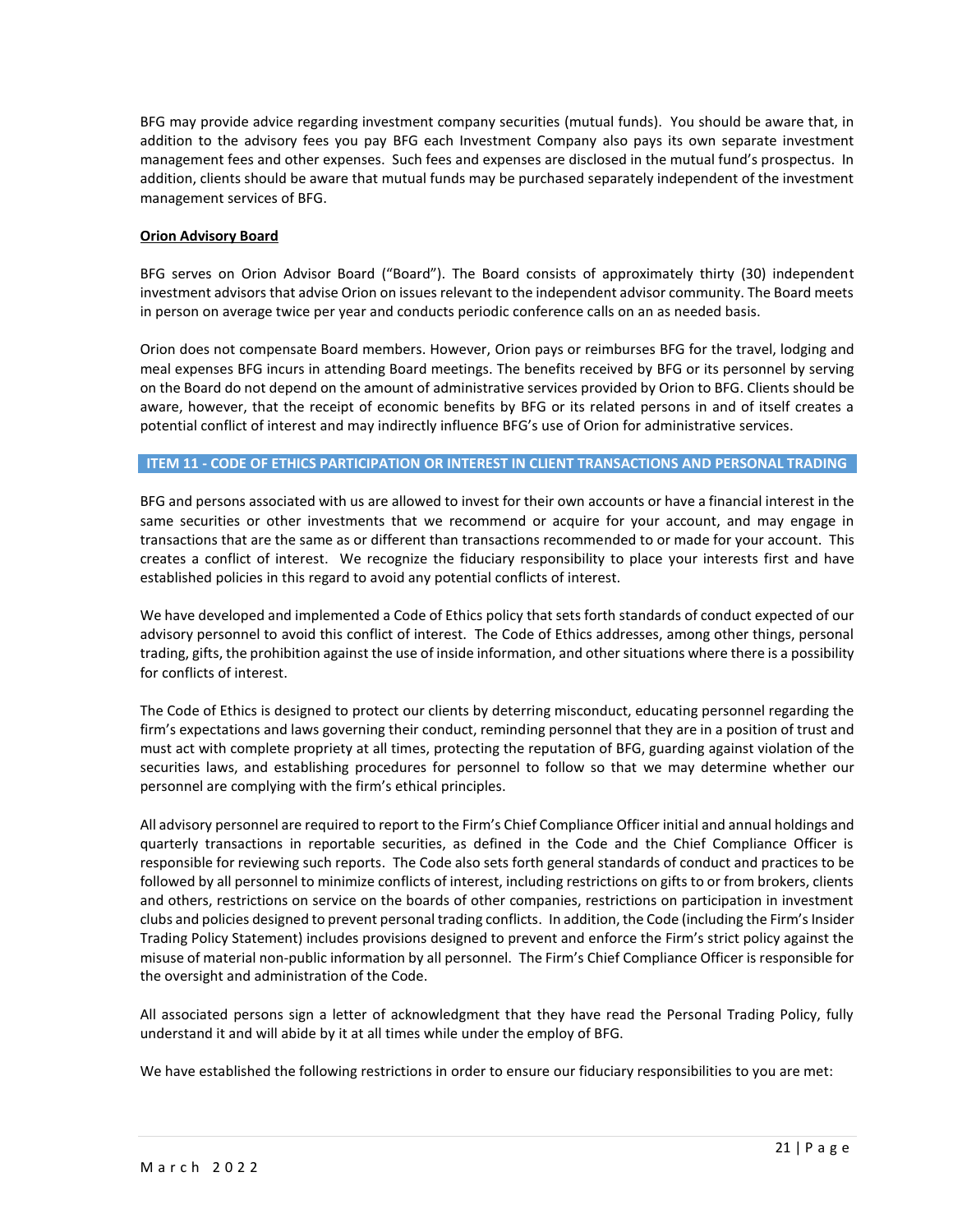BFG may provide advice regarding investment company securities (mutual funds). You should be aware that, in addition to the advisory fees you pay BFG each Investment Company also pays its own separate investment management fees and other expenses. Such fees and expenses are disclosed in the mutual fund's prospectus. In addition, clients should be aware that mutual funds may be purchased separately independent of the investment management services of BFG.

**Orion Advisory Board**

BFG serves on Orion Advisor Board ("Board"). The Board consists of approximately thirty (30) independent investment advisors that advise Orion on issues relevant to the independent advisor community. The Board meets in person on average twice per year and conducts periodic conference calls on an as needed basis.

Orion does not compensate Board members. However, Orion pays or reimburses BFG for the travel, lodging and meal expenses BFG incurs in attending Board meetings. The benefits received by BFG or its personnel by serving on the Board do not depend on the amount of administrative services provided by Orion to BFG. Clients should be aware, however, that the receipt of economic benefits by BFG or its related persons in and of itself creates a potential conflict of interest and may indirectly influence BFG's use of Orion for administrative services.

## ITEM 11 - CODE OF ETHICS PARTICIPATION OR INTEREST IN CLIENT TRANSACTIONS AND PERSONAL TRADING

BFG and persons associated with us are allowed to invest for their own accounts or have a financial interest in the same securities or other investments that we recommend or acquire for your account, and may engage in transactions that are the same as or different than transactions recommended to or made for your account. This creates a conflict of interest. We recognize the fiduciary responsibility to place your interests first and have established policies in this regard to avoid any potential conflicts of interest.

We have developed and implemented a Code of Ethics policy that sets forth standards of conduct expected of our advisory personnel to avoid this conflict of interest. The Code of Ethics addresses, among other things, personal trading, gifts, the prohibition against the use of inside information, and other situations where there is a possibility for conflicts of interest.

The Code of Ethics is designed to protect our clients by deterring misconduct, educating personnel regarding the firm's expectations and laws governing their conduct, reminding personnel that they are in a position of trust and must act with complete propriety at all times, protecting the reputation of BFG, guarding against violation of the securities laws, and establishing procedures for personnel to follow so that we may determine whether our personnel are complying with the firm's ethical principles.

All advisory personnel are required to report to the Firm's Chief Compliance Officer initial and annual holdings and quarterly transactions in reportable securities, as defined in the Code and the Chief Compliance Officer is responsible for reviewing such reports. The Code also sets forth general standards of conduct and practices to be followed by all personnel to minimize conflicts of interest, including restrictions on gifts to or from brokers, clients and others, restrictions on service on the boards of other companies, restrictions on participation in investment clubs and policies designed to prevent personal trading conflicts. In addition, the Code (including the Firm's Insider Trading Policy Statement) includes provisions designed to prevent and enforce the Firm's strict policy against the misuse of material non-public information by all personnel. The Firm's Chief Compliance Officer is responsible for the oversight and administration of the Code.

All associated persons sign a letter of acknowledgment that they have read the Personal Trading Policy, fully understand it and will abide by it at all times while under the employ of BFG.

We have established the following restrictions in order to ensure our fiduciary responsibilities to you are met: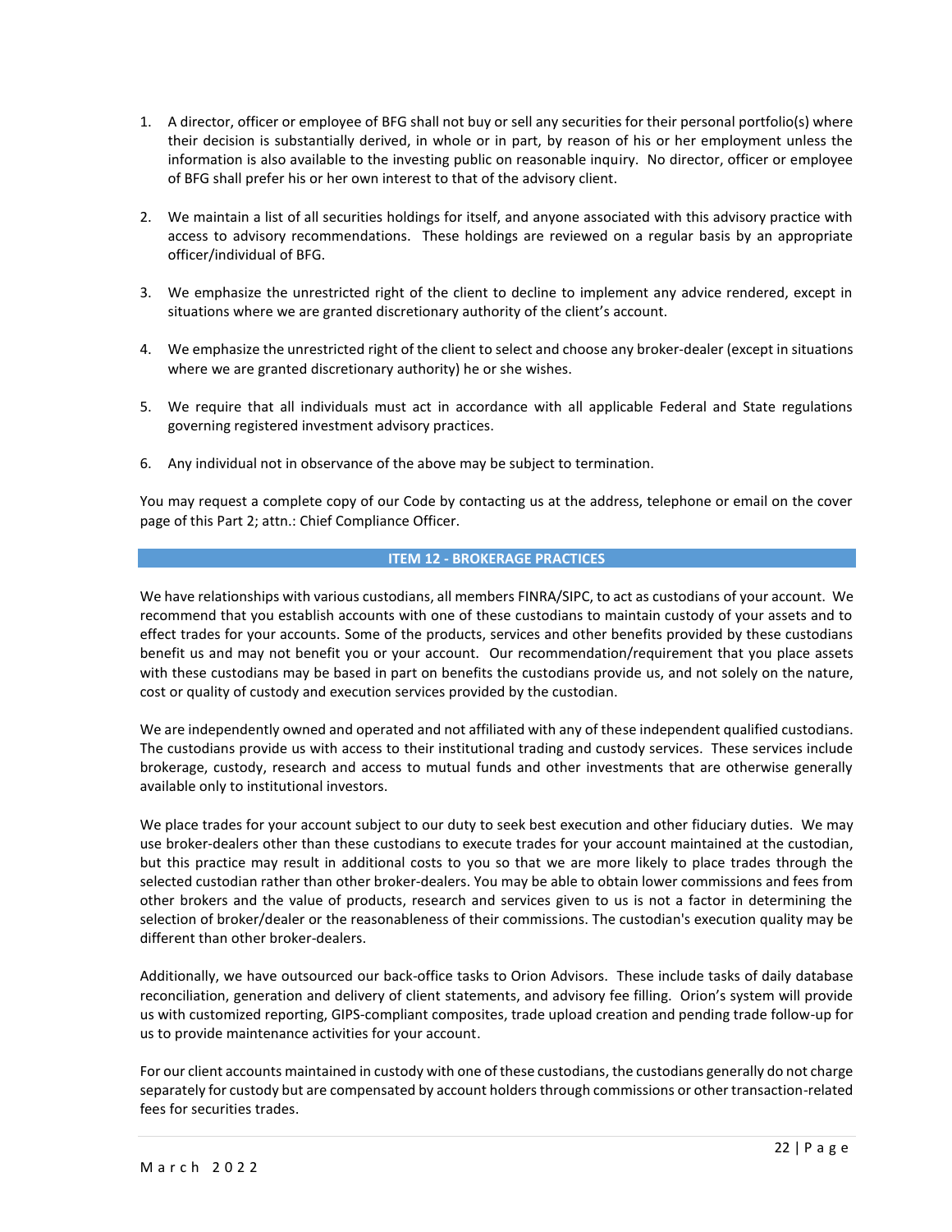1. A director, officer or employee of BFG shall not buy or sell any securities for their personal portfolio(s) where their decision is substantially derived, in whole or in part, by reason of his or her employment unless the information is also available to the investing public on reasonable inquiry. No director, officer or employee of BFG shall prefer his or her own interest to that of the advisory client.

2. We maintain a list of all securities holdings for itself, and anyone associated with this advisory practice with access to advisory recommendations. These holdings are reviewed on a regular basis by an appropriate officer/individual of BFG.

3. We emphasize the unrestricted right of the client to decline to implement any advice rendered, except in situations where we are granted discretionary authority of the client's account.

4. We emphasize the unrestricted right of the client to select and choose any broker-dealer (except in situations where we are granted discretionary authority) he or she wishes.

5. We require that all individuals must act in accordance with all applicable Federal and State regulations governing registered investment advisory practices.

6. Any individual not in observance of the above may be subject to termination.

You may request a complete copy of our Code by contacting us at the address, telephone or email on the cover page of this Part 2; attn.: Chief Compliance Officer.

## ITEM 12 - BROKERAGE PRACTICES

We have relationships with various custodians, all members FINRA/SIPC, to act as custodians of your account. We recommend that you establish accounts with one of these custodians to maintain custody of your assets and to effect trades for your accounts. Some of the products, services and other benefits provided by these custodians benefit us and may not benefit you or your account. Our recommendation/requirement that you place assets with these custodians may be based in part on benefits the custodians provide us, and not solely on the nature, cost or quality of custody and execution services provided by the custodian.

We are independently owned and operated and not affiliated with any of these independent qualified custodians. The custodians provide us with access to their institutional trading and custody services. These services include brokerage, custody, research and access to mutual funds and other investments that are otherwise generally available only to institutional investors.

We place trades for your account subject to our duty to seek best execution and other fiduciary duties. We may use broker-dealers other than these custodians to execute trades for your account maintained at the custodian, but this practice may result in additional costs to you so that we are more likely to place trades through the selected custodian rather than other broker-dealers. You may be able to obtain lower commissions and fees from other brokers and the value of products, research and services given to us is not a factor in determining the selection of broker/dealer or the reasonableness of their commissions. The custodian's execution quality may be different than other broker-dealers.

Additionally, we have outsourced our back-office tasks to Orion Advisors. These include tasks of daily database reconciliation, generation and delivery of client statements, and advisory fee filling. Orion's system will provide us with customized reporting, GIPS-compliant composites, trade upload creation and pending trade follow-up for us to provide maintenance activities for your account.

For our client accounts maintained in custody with one of these custodians, the custodians generally do not charge separately for custody but are compensated by account holders through commissions or other transaction-related fees for securities trades.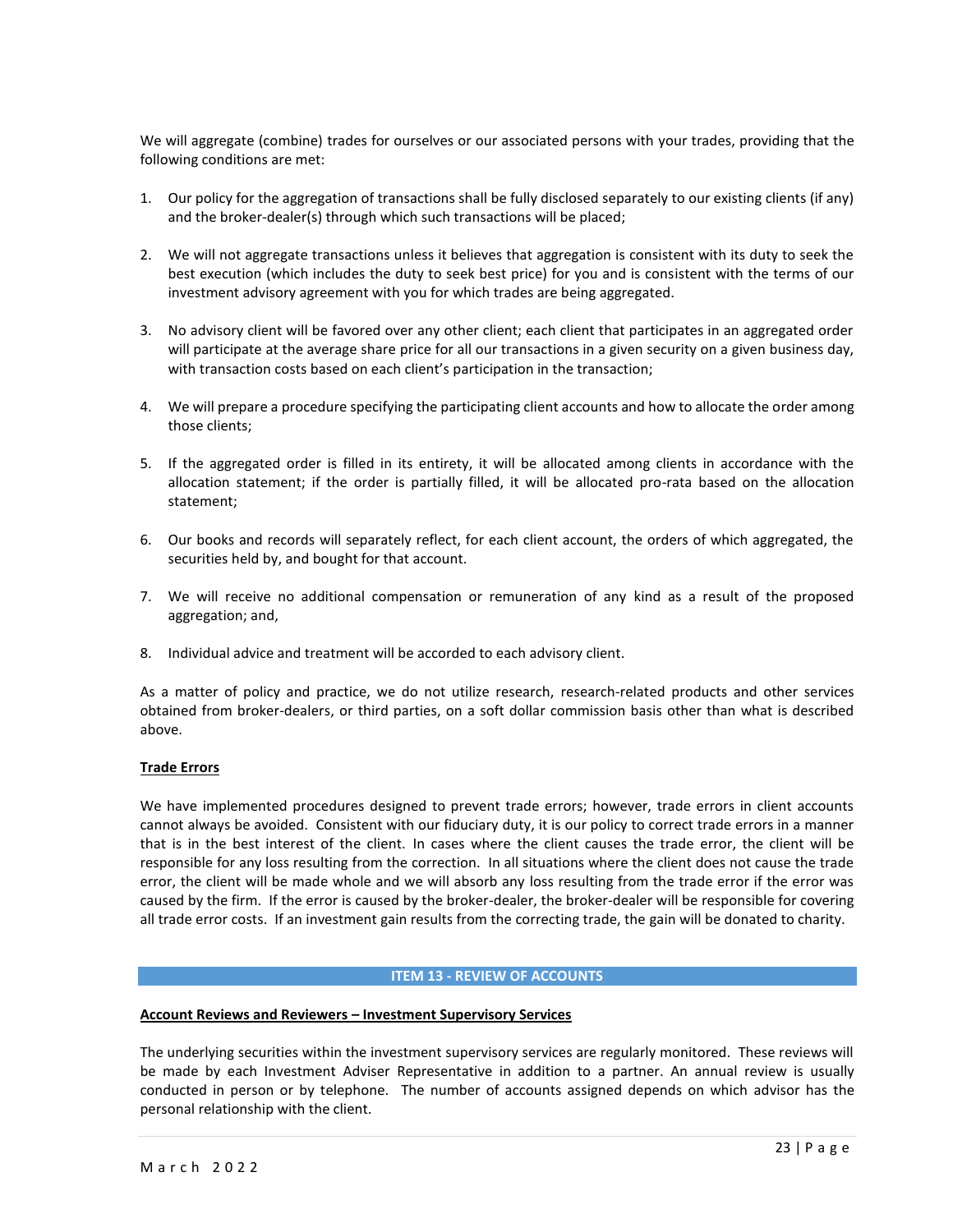We will aggregate (combine) trades for ourselves or our associated persons with your trades, providing that the following conditions are met:

1. Our policy for the aggregation of transactions shall be fully disclosed separately to our existing clients (if any) and the broker-dealer(s) through which such transactions will be placed;

2. We will not aggregate transactions unless it believes that aggregation is consistent with its duty to seek the best execution (which includes the duty to seek best price) for you and is consistent with the terms of our investment advisory agreement with you for which trades are being aggregated.

3. No advisory client will be favored over any other client; each client that participates in an aggregated order will participate at the average share price for all our transactions in a given security on a given business day, with transaction costs based on each client's participation in the transaction;

4. We will prepare a procedure specifying the participating client accounts and how to allocate the order among those clients;

5. If the aggregated order is filled in its entirety, it will be allocated among clients in accordance with the allocation statement; if the order is partially filled, it will be allocated pro-rata based on the allocation statement;

6. Our books and records will separately reflect, for each client account, the orders of which aggregated, the securities held by, and bought for that account.

7. We will receive no additional compensation or remuneration of any kind as a result of the proposed aggregation; and,

8. Individual advice and treatment will be accorded to each advisory client.

As a matter of policy and practice, we do not utilize research, research-related products and other services obtained from broker-dealers, or third parties, on a soft dollar commission basis other than what is described above.

**Trade Errors**

We have implemented procedures designed to prevent trade errors; however, trade errors in client accounts cannot always be avoided. Consistent with our fiduciary duty, it is our policy to correct trade errors in a manner that is in the best interest of the client. In cases where the client causes the trade error, the client will be responsible for any loss resulting from the correction. In all situations where the client does not cause the trade error, the client will be made whole and we will absorb any loss resulting from the trade error if the error was caused by the firm. If the error is caused by the broker-dealer, the broker-dealer will be responsible for covering all trade error costs. If an investment gain results from the correcting trade, the gain will be donated to charity.

## ITEM 13 - REVIEW OF ACCOUNTS

**Account Reviews and Reviewers – Investment Supervisory Services**

The underlying securities within the investment supervisory services are regularly monitored. These reviews will be made by each Investment Adviser Representative in addition to a partner. An annual review is usually conducted in person or by telephone. The number of accounts assigned depends on which advisor has the personal relationship with the client.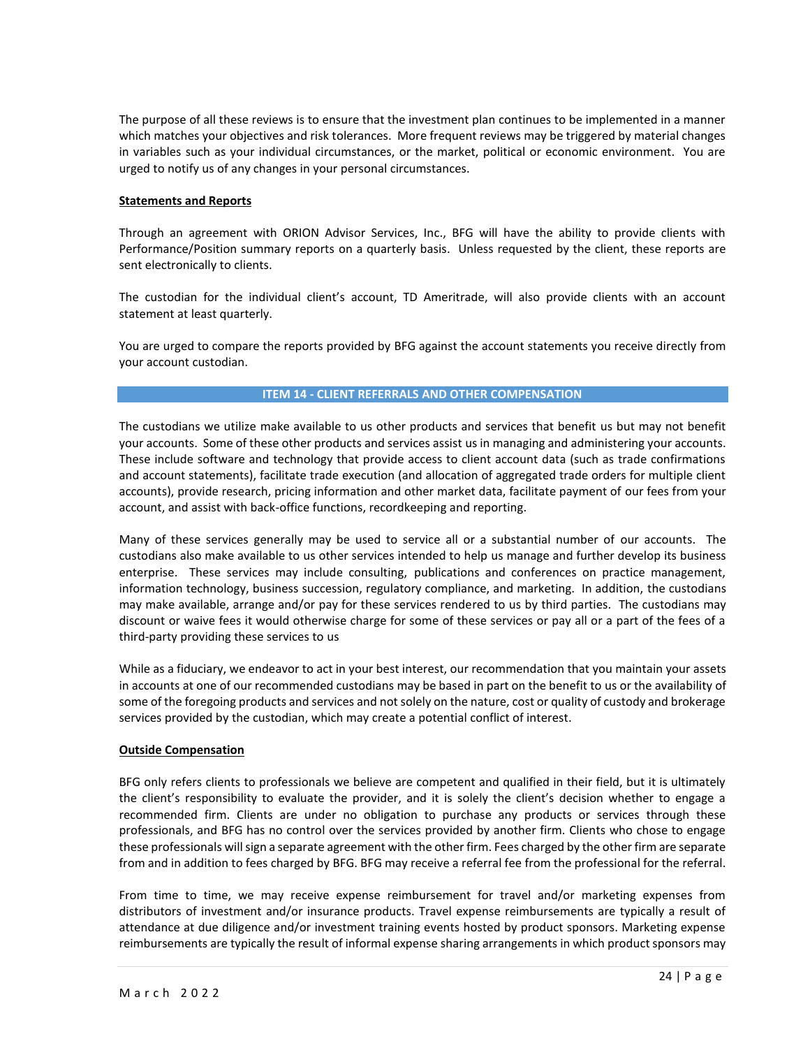The purpose of all these reviews is to ensure that the investment plan continues to be implemented in a manner which matches your objectives and risk tolerances. More frequent reviews may be triggered by material changes in variables such as your individual circumstances, or the market, political or economic environment. You are urged to notify us of any changes in your personal circumstances.

**Statements and Reports**

Through an agreement with ORION Advisor Services, Inc., BFG will have the ability to provide clients with Performance/Position summary reports on a quarterly basis. Unless requested by the client, these reports are sent electronically to clients.

The custodian for the individual client's account, TD Ameritrade, will also provide clients with an account statement at least quarterly.

You are urged to compare the reports provided by BFG against the account statements you receive directly from your account custodian.

## ITEM 14 - CLIENT REFERRALS AND OTHER COMPENSATION

The custodians we utilize make available to us other products and services that benefit us but may not benefit your accounts. Some of these other products and services assist us in managing and administering your accounts. These include software and technology that provide access to client account data (such as trade confirmations and account statements), facilitate trade execution (and allocation of aggregated trade orders for multiple client accounts), provide research, pricing information and other market data, facilitate payment of our fees from your account, and assist with back-office functions, recordkeeping and reporting.

Many of these services generally may be used to service all or a substantial number of our accounts. The custodians also make available to us other services intended to help us manage and further develop its business enterprise. These services may include consulting, publications and conferences on practice management, information technology, business succession, regulatory compliance, and marketing. In addition, the custodians may make available, arrange and/or pay for these services rendered to us by third parties. The custodians may discount or waive fees it would otherwise charge for some of these services or pay all or a part of the fees of a third-party providing these services to us

While as a fiduciary, we endeavor to act in your best interest, our recommendation that you maintain your assets in accounts at one of our recommended custodians may be based in part on the benefit to us or the availability of some of the foregoing products and services and not solely on the nature, cost or quality of custody and brokerage services provided by the custodian, which may create a potential conflict of interest.

**Outside Compensation**

BFG only refers clients to professionals we believe are competent and qualified in their field, but it is ultimately the client's responsibility to evaluate the provider, and it is solely the client's decision whether to engage a recommended firm. Clients are under no obligation to purchase any products or services through these professionals, and BFG has no control over the services provided by another firm. Clients who chose to engage these professionals will sign a separate agreement with the other firm. Fees charged by the other firm are separate from and in addition to fees charged by BFG. BFG may receive a referral fee from the professional for the referral.

From time to time, we may receive expense reimbursement for travel and/or marketing expenses from distributors of investment and/or insurance products. Travel expense reimbursements are typically a result of attendance at due diligence and/or investment training events hosted by product sponsors. Marketing expense reimbursements are typically the result of informal expense sharing arrangements in which product sponsors may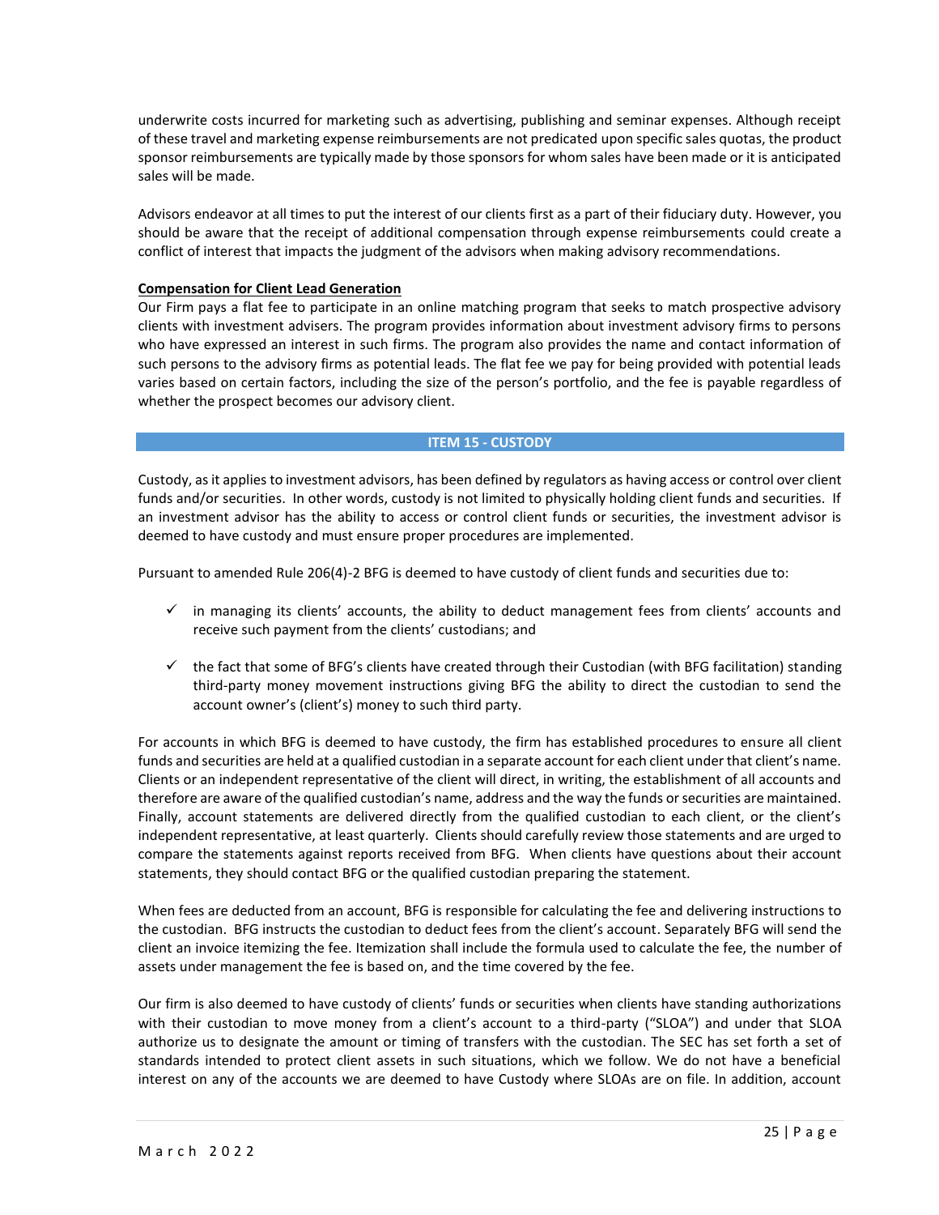underwrite costs incurred for marketing such as advertising, publishing and seminar expenses. Although receipt of these travel and marketing expense reimbursements are not predicated upon specific sales quotas, the product sponsor reimbursements are typically made by those sponsors for whom sales have been made or it is anticipated sales will be made.

Advisors endeavor at all times to put the interest of our clients first as a part of their fiduciary duty. However, you should be aware that the receipt of additional compensation through expense reimbursements could create a conflict of interest that impacts the judgment of the advisors when making advisory recommendations.

**Compensation for Client Lead Generation**

Our Firm pays a flat fee to participate in an online matching program that seeks to match prospective advisory clients with investment advisers. The program provides information about investment advisory firms to persons who have expressed an interest in such firms. The program also provides the name and contact information of such persons to the advisory firms as potential leads. The flat fee we pay for being provided with potential leads varies based on certain factors, including the size of the person's portfolio, and the fee is payable regardless of whether the prospect becomes our advisory client.

## ITEM 15 - CUSTODY

Custody, as it applies to investment advisors, has been defined by regulators as having access or control over client funds and/or securities. In other words, custody is not limited to physically holding client funds and securities. If an investment advisor has the ability to access or control client funds or securities, the investment advisor is deemed to have custody and must ensure proper procedures are implemented.

Pursuant to amended Rule 206(4)-2 BFG is deemed to have custody of client funds and securities due to:

- ✓ in managing its clients' accounts, the ability to deduct management fees from clients' accounts and receive such payment from the clients' custodians; and
- ✓ the fact that some of BFG's clients have created through their Custodian (with BFG facilitation) standing third-party money movement instructions giving BFG the ability to direct the custodian to send the account owner's (client's) money to such third party.

For accounts in which BFG is deemed to have custody, the firm has established procedures to ensure all client funds and securities are held at a qualified custodian in a separate account for each client under that client's name. Clients or an independent representative of the client will direct, in writing, the establishment of all accounts and therefore are aware of the qualified custodian's name, address and the way the funds or securities are maintained. Finally, account statements are delivered directly from the qualified custodian to each client, or the client's independent representative, at least quarterly. Clients should carefully review those statements and are urged to compare the statements against reports received from BFG. When clients have questions about their account statements, they should contact BFG or the qualified custodian preparing the statement.

When fees are deducted from an account, BFG is responsible for calculating the fee and delivering instructions to the custodian. BFG instructs the custodian to deduct fees from the client's account. Separately BFG will send the client an invoice itemizing the fee. Itemization shall include the formula used to calculate the fee, the number of assets under management the fee is based on, and the time covered by the fee.

Our firm is also deemed to have custody of clients' funds or securities when clients have standing authorizations with their custodian to move money from a client's account to a third-party ("SLOA") and under that SLOA authorize us to designate the amount or timing of transfers with the custodian. The SEC has set forth a set of standards intended to protect client assets in such situations, which we follow. We do not have a beneficial interest on any of the accounts we are deemed to have Custody where SLOAs are on file. In addition, account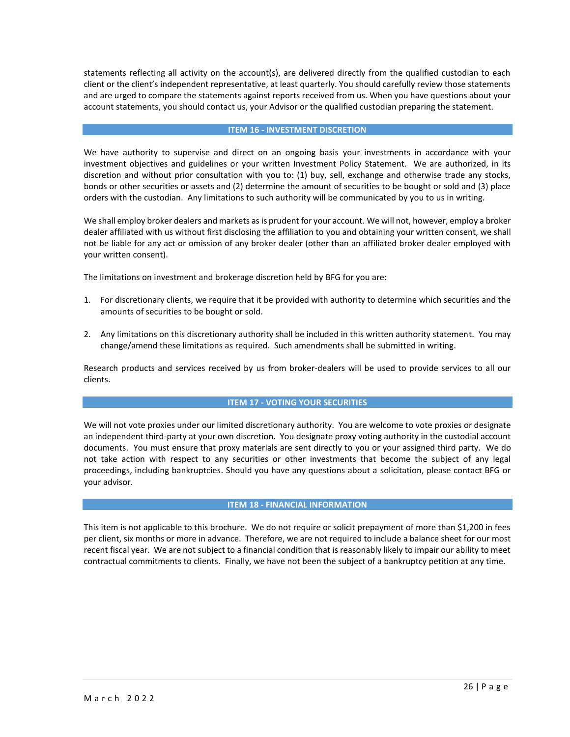statements reflecting all activity on the account(s), are delivered directly from the qualified custodian to each client or the client's independent representative, at least quarterly. You should carefully review those statements and are urged to compare the statements against reports received from us. When you have questions about your account statements, you should contact us, your Advisor or the qualified custodian preparing the statement.

## ITEM 16 - INVESTMENT DISCRETION

We have authority to supervise and direct on an ongoing basis your investments in accordance with your investment objectives and guidelines or your written Investment Policy Statement. We are authorized, in its discretion and without prior consultation with you to: (1) buy, sell, exchange and otherwise trade any stocks, bonds or other securities or assets and (2) determine the amount of securities to be bought or sold and (3) place orders with the custodian. Any limitations to such authority will be communicated by you to us in writing.

We shall employ broker dealers and markets as is prudent for your account. We will not, however, employ a broker dealer affiliated with us without first disclosing the affiliation to you and obtaining your written consent, we shall not be liable for any act or omission of any broker dealer (other than an affiliated broker dealer employed with your written consent).

The limitations on investment and brokerage discretion held by BFG for you are:

1. For discretionary clients, we require that it be provided with authority to determine which securities and the amounts of securities to be bought or sold.

2. Any limitations on this discretionary authority shall be included in this written authority statement. You may change/amend these limitations as required. Such amendments shall be submitted in writing.

Research products and services received by us from broker-dealers will be used to provide services to all our clients.

## ITEM 17 - VOTING YOUR SECURITIES

We will not vote proxies under our limited discretionary authority. You are welcome to vote proxies or designate an independent third-party at your own discretion. You designate proxy voting authority in the custodial account documents. You must ensure that proxy materials are sent directly to you or your assigned third party. We do not take action with respect to any securities or other investments that become the subject of any legal proceedings, including bankruptcies. Should you have any questions about a solicitation, please contact BFG or your advisor.

## ITEM 18 - FINANCIAL INFORMATION

This item is not applicable to this brochure. We do not require or solicit prepayment of more than $1,200 in fees per client, six months or more in advance. Therefore, we are not required to include a balance sheet for our most recent fiscal year. We are not subject to a financial condition that is reasonably likely to impair our ability to meet contractual commitments to clients. Finally, we have not been the subject of a bankruptcy petition at any time.